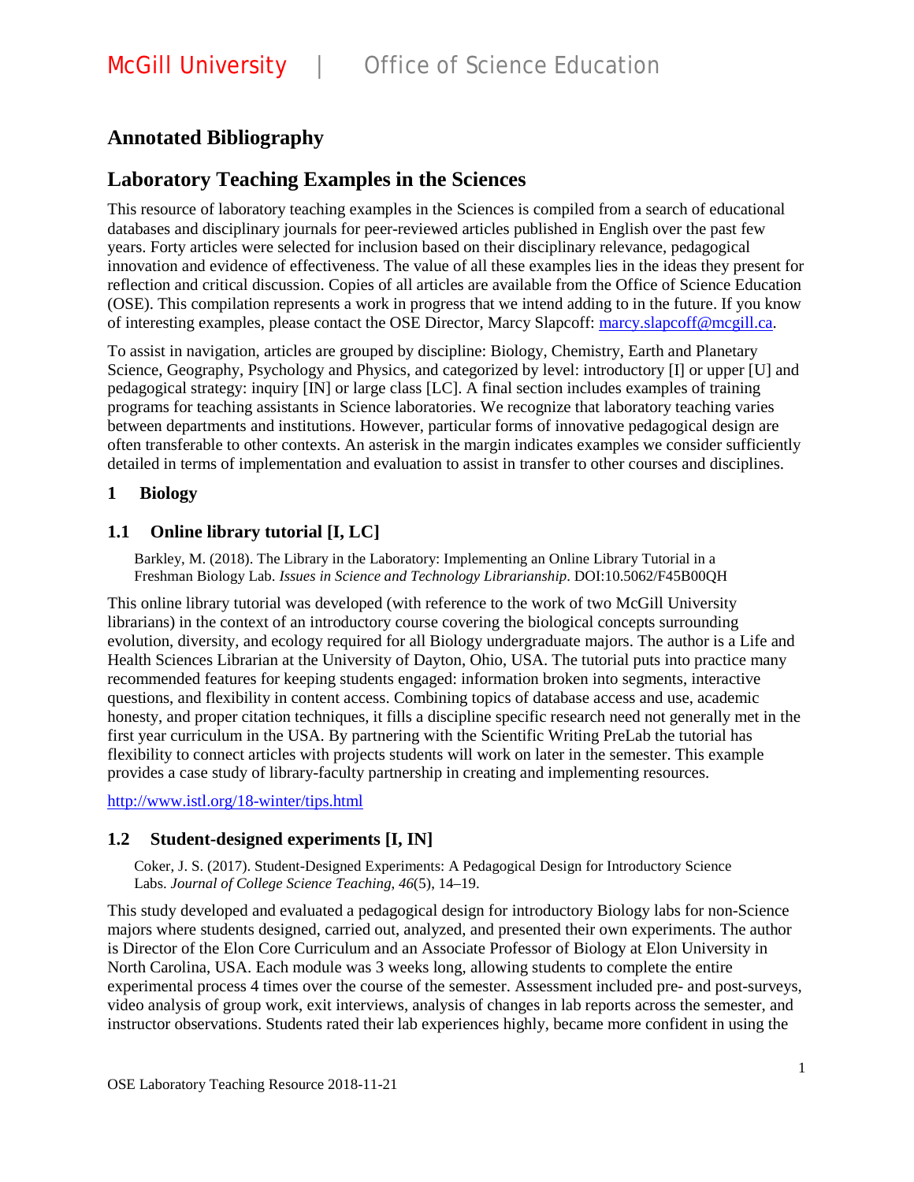McGill University | Office of Science Education

# Annotated Bibliography

# Laboratory Teaching Examples in the Sciences

This resource of laboratory teaching examples in the Sciences is compiled from a search of educational databases and disciplinary journals for peer-reviewed articles published in English over the past few years. Forty articles were selected for inclusion based on their disciplinary relevance, pedagogical innovation and evidence of effectiveness. The value of all these examples lies in the ideas they present for reflection and critical discussion. Copies of all articles are available from the Office of Science Education (OSE). This compilation represents a work in progress that we intend adding to in the future. If you know of interesting examples, please contact the OSE Director, Marcy Slapcoff: marcy.slapcoff@mcgill.ca.

To assist in navigation, articles are grouped by discipline: Biology, Chemistry, Earth and Planetary Science, Geography, Psychology and Physics, and categorized by level: introductory [I] or upper [U] and pedagogical strategy: inquiry [IN] or large class [LC]. A final section includes examples of training programs for teaching assistants in Science laboratories. We recognize that laboratory teaching varies between departments and institutions. However, particular forms of innovative pedagogical design are often transferable to other contexts. An asterisk in the margin indicates examples we consider sufficiently detailed in terms of implementation and evaluation to assist in transfer to other courses and disciplines.

## 1 Biology

### 1.1 Online library tutorial [I, LC]

Barkley, M. (2018). The Library in the Laboratory: Implementing an Online Library Tutorial in a Freshman Biology Lab. *Issues in Science and Technology Librarianship*. DOI:10.5062/F45B00QH

This online library tutorial was developed (with reference to the work of two McGill University librarians) in the context of an introductory course covering the biological concepts surrounding evolution, diversity, and ecology required for all Biology undergraduate majors. The author is a Life and Health Sciences Librarian at the University of Dayton, Ohio, USA. The tutorial puts into practice many recommended features for keeping students engaged: information broken into segments, interactive questions, and flexibility in content access. Combining topics of database access and use, academic honesty, and proper citation techniques, it fills a discipline specific research need not generally met in the first year curriculum in the USA. By partnering with the Scientific Writing PreLab the tutorial has flexibility to connect articles with projects students will work on later in the semester. This example provides a case study of library-faculty partnership in creating and implementing resources.

http://www.istl.org/18-winter/tips.html

### 1.2 Student-designed experiments [I, IN]

Coker, J. S. (2017). Student-Designed Experiments: A Pedagogical Design for Introductory Science Labs. *Journal of College Science Teaching, 46*(5), 14–19.

This study developed and evaluated a pedagogical design for introductory Biology labs for non-Science majors where students designed, carried out, analyzed, and presented their own experiments. The author is Director of the Elon Core Curriculum and an Associate Professor of Biology at Elon University in North Carolina, USA. Each module was 3 weeks long, allowing students to complete the entire experimental process 4 times over the course of the semester. Assessment included pre- and post-surveys, video analysis of group work, exit interviews, analysis of changes in lab reports across the semester, and instructor observations. Students rated their lab experiences highly, became more confident in using the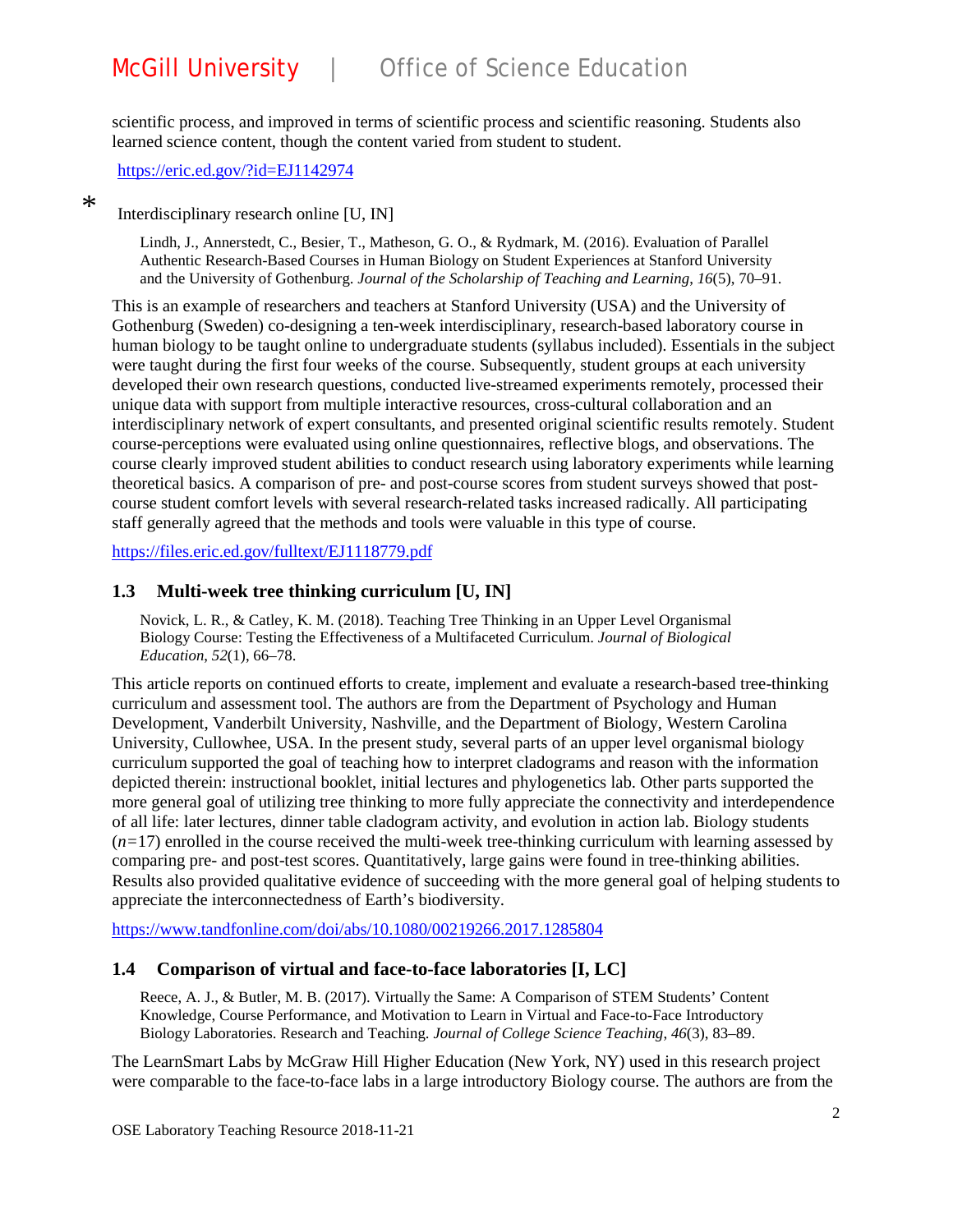scientific process, and improved in terms of scientific process and scientific reasoning. Students also learned science content, though the content varied from student to student.

https://eric.ed.gov/?id=EJ1142974

\* Interdisciplinary research online [U, IN]

> Lindh, J., Annerstedt, C., Besier, T., Matheson, G. O., & Rydmark, M. (2016). Evaluation of Parallel Authentic Research-Based Courses in Human Biology on Student Experiences at Stanford University and the University of Gothenburg. *Journal of the Scholarship of Teaching and Learning*, *16*(5), 70–91.

This is an example of researchers and teachers at Stanford University (USA) and the University of Gothenburg (Sweden) co-designing a ten-week interdisciplinary, research-based laboratory course in human biology to be taught online to undergraduate students (syllabus included). Essentials in the subject were taught during the first four weeks of the course. Subsequently, student groups at each university developed their own research questions, conducted live-streamed experiments remotely, processed their unique data with support from multiple interactive resources, cross-cultural collaboration and an interdisciplinary network of expert consultants, and presented original scientific results remotely. Student course-perceptions were evaluated using online questionnaires, reflective blogs, and observations. The course clearly improved student abilities to conduct research using laboratory experiments while learning theoretical basics. A comparison of pre- and post-course scores from student surveys showed that post-course student comfort levels with several research-related tasks increased radically. All participating staff generally agreed that the methods and tools were valuable in this type of course.

https://files.eric.ed.gov/fulltext/EJ1118779.pdf

## 1.3 Multi-week tree thinking curriculum [U, IN]

> Novick, L. R., & Catley, K. M. (2018). Teaching Tree Thinking in an Upper Level Organismal Biology Course: Testing the Effectiveness of a Multifaceted Curriculum. *Journal of Biological Education*, *52*(1), 66–78.

This article reports on continued efforts to create, implement and evaluate a research-based tree-thinking curriculum and assessment tool. The authors are from the Department of Psychology and Human Development, Vanderbilt University, Nashville, and the Department of Biology, Western Carolina University, Cullowhee, USA. In the present study, several parts of an upper level organismal biology curriculum supported the goal of teaching how to interpret cladograms and reason with the information depicted therein: instructional booklet, initial lectures and phylogenetics lab. Other parts supported the more general goal of utilizing tree thinking to more fully appreciate the connectivity and interdependence of all life: later lectures, dinner table cladogram activity, and evolution in action lab. Biology students ($n$=17) enrolled in the course received the multi-week tree-thinking curriculum with learning assessed by comparing pre- and post-test scores. Quantitatively, large gains were found in tree-thinking abilities. Results also provided qualitative evidence of succeeding with the more general goal of helping students to appreciate the interconnectedness of Earth's biodiversity.

https://www.tandfonline.com/doi/abs/10.1080/00219266.2017.1285804

## 1.4 Comparison of virtual and face-to-face laboratories [I, LC]

> Reece, A. J., & Butler, M. B. (2017). Virtually the Same: A Comparison of STEM Students' Content Knowledge, Course Performance, and Motivation to Learn in Virtual and Face-to-Face Introductory Biology Laboratories. Research and Teaching. *Journal of College Science Teaching*, *46*(3), 83–89.

The LearnSmart Labs by McGraw Hill Higher Education (New York, NY) used in this research project were comparable to the face-to-face labs in a large introductory Biology course. The authors are from the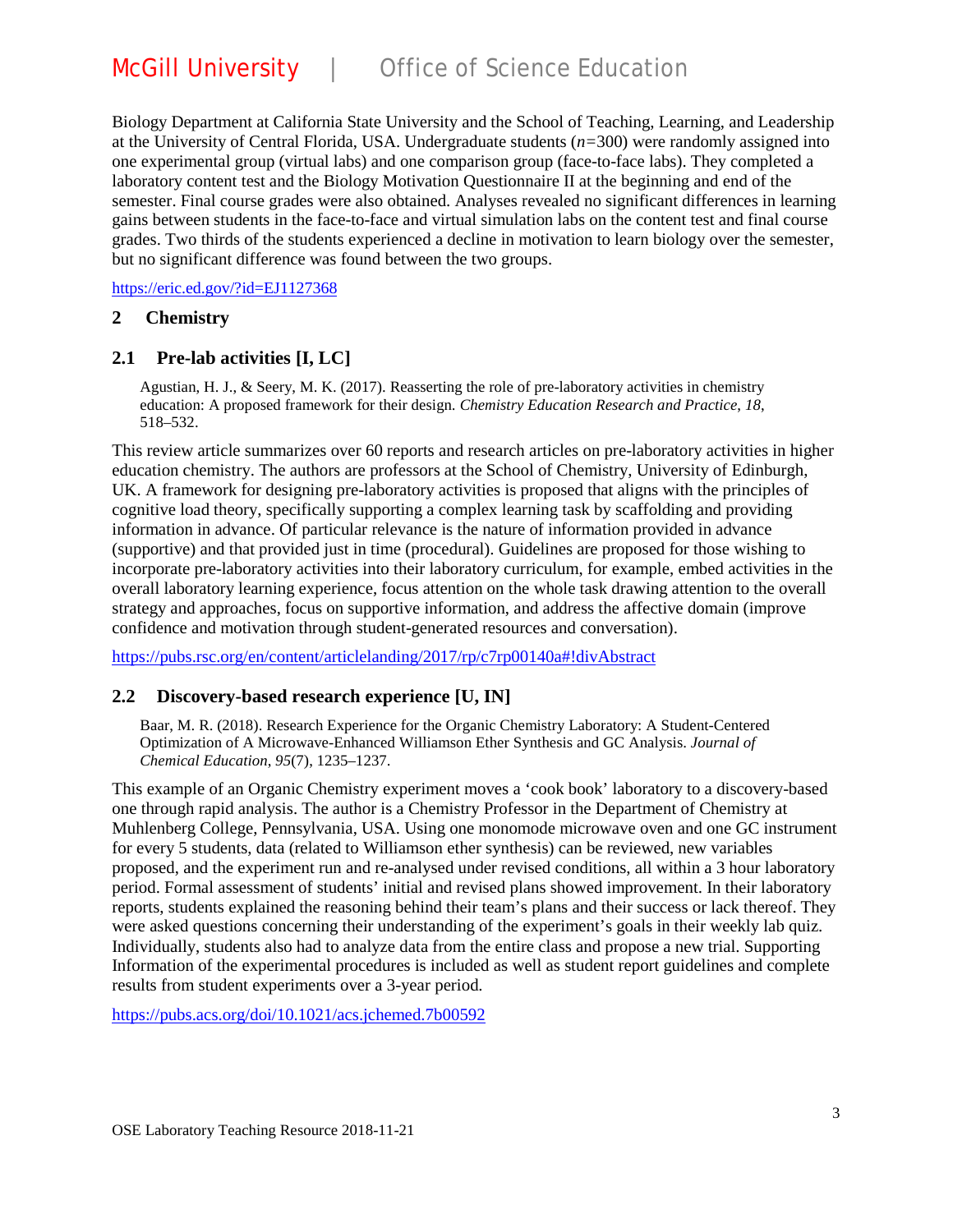Biology Department at California State University and the School of Teaching, Learning, and Leadership at the University of Central Florida, USA. Undergraduate students (*n*=300) were randomly assigned into one experimental group (virtual labs) and one comparison group (face-to-face labs). They completed a laboratory content test and the Biology Motivation Questionnaire II at the beginning and end of the semester. Final course grades were also obtained. Analyses revealed no significant differences in learning gains between students in the face-to-face and virtual simulation labs on the content test and final course grades. Two thirds of the students experienced a decline in motivation to learn biology over the semester, but no significant difference was found between the two groups.

https://eric.ed.gov/?id=EJ1127368

# 2 Chemistry

## 2.1 Pre-lab activities [I, LC]

> Agustian, H. J., & Seery, M. K. (2017). Reasserting the role of pre-laboratory activities in chemistry education: A proposed framework for their design. *Chemistry Education Research and Practice*, *18*, 518–532.

This review article summarizes over 60 reports and research articles on pre-laboratory activities in higher education chemistry. The authors are professors at the School of Chemistry, University of Edinburgh, UK. A framework for designing pre-laboratory activities is proposed that aligns with the principles of cognitive load theory, specifically supporting a complex learning task by scaffolding and providing information in advance. Of particular relevance is the nature of information provided in advance (supportive) and that provided just in time (procedural). Guidelines are proposed for those wishing to incorporate pre-laboratory activities into their laboratory curriculum, for example, embed activities in the overall laboratory learning experience, focus attention on the whole task drawing attention to the overall strategy and approaches, focus on supportive information, and address the affective domain (improve confidence and motivation through student-generated resources and conversation).

https://pubs.rsc.org/en/content/articlelanding/2017/rp/c7rp00140a#!divAbstract

## 2.2 Discovery-based research experience [U, IN]

> Baar, M. R. (2018). Research Experience for the Organic Chemistry Laboratory: A Student-Centered Optimization of A Microwave-Enhanced Williamson Ether Synthesis and GC Analysis. *Journal of Chemical Education*, *95*(7), 1235–1237.

This example of an Organic Chemistry experiment moves a 'cook book' laboratory to a discovery-based one through rapid analysis. The author is a Chemistry Professor in the Department of Chemistry at Muhlenberg College, Pennsylvania, USA. Using one monomode microwave oven and one GC instrument for every 5 students, data (related to Williamson ether synthesis) can be reviewed, new variables proposed, and the experiment run and re-analysed under revised conditions, all within a 3 hour laboratory period. Formal assessment of students' initial and revised plans showed improvement. In their laboratory reports, students explained the reasoning behind their team's plans and their success or lack thereof. They were asked questions concerning their understanding of the experiment's goals in their weekly lab quiz. Individually, students also had to analyze data from the entire class and propose a new trial. Supporting Information of the experimental procedures is included as well as student report guidelines and complete results from student experiments over a 3-year period.

https://pubs.acs.org/doi/10.1021/acs.jchemed.7b00592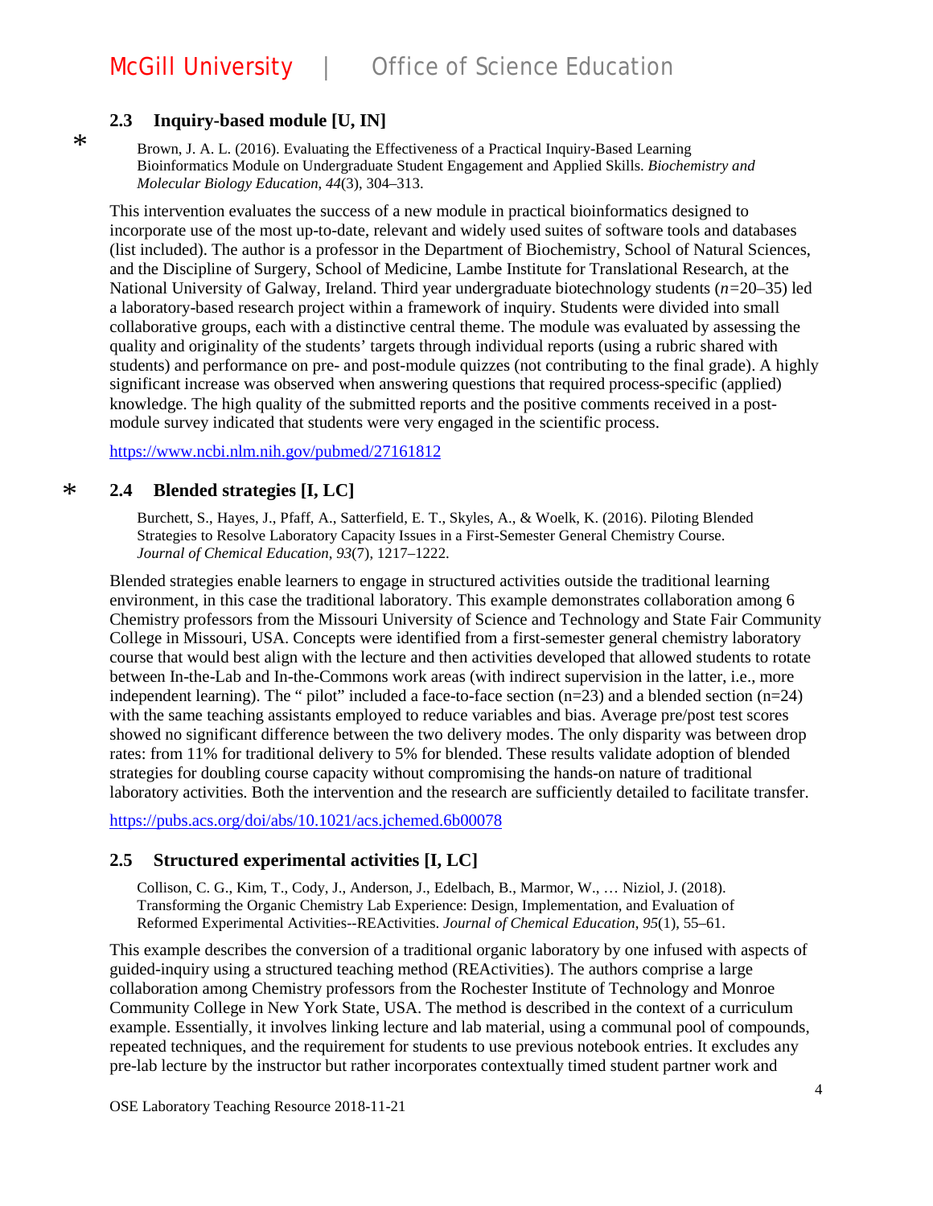### 2.3 Inquiry-based module [U, IN]

\* Brown, J. A. L. (2016). Evaluating the Effectiveness of a Practical Inquiry-Based Learning Bioinformatics Module on Undergraduate Student Engagement and Applied Skills. *Biochemistry and Molecular Biology Education*, *44*(3), 304–313.

This intervention evaluates the success of a new module in practical bioinformatics designed to incorporate use of the most up-to-date, relevant and widely used suites of software tools and databases (list included). The author is a professor in the Department of Biochemistry, School of Natural Sciences, and the Discipline of Surgery, School of Medicine, Lambe Institute for Translational Research, at the National University of Galway, Ireland. Third year undergraduate biotechnology students ($n$=20–35) led a laboratory-based research project within a framework of inquiry. Students were divided into small collaborative groups, each with a distinctive central theme. The module was evaluated by assessing the quality and originality of the students' targets through individual reports (using a rubric shared with students) and performance on pre- and post-module quizzes (not contributing to the final grade). A highly significant increase was observed when answering questions that required process-specific (applied) knowledge. The high quality of the submitted reports and the positive comments received in a post-module survey indicated that students were very engaged in the scientific process.

https://www.ncbi.nlm.nih.gov/pubmed/27161812

### \* 2.4 Blended strategies [I, LC]

Burchett, S., Hayes, J., Pfaff, A., Satterfield, E. T., Skyles, A., & Woelk, K. (2016). Piloting Blended Strategies to Resolve Laboratory Capacity Issues in a First-Semester General Chemistry Course. *Journal of Chemical Education*, *93*(7), 1217–1222.

Blended strategies enable learners to engage in structured activities outside the traditional learning environment, in this case the traditional laboratory. This example demonstrates collaboration among 6 Chemistry professors from the Missouri University of Science and Technology and State Fair Community College in Missouri, USA. Concepts were identified from a first-semester general chemistry laboratory course that would best align with the lecture and then activities developed that allowed students to rotate between In-the-Lab and In-the-Commons work areas (with indirect supervision in the latter, i.e., more independent learning). The " pilot" included a face-to-face section (n=23) and a blended section (n=24) with the same teaching assistants employed to reduce variables and bias. Average pre/post test scores showed no significant difference between the two delivery modes. The only disparity was between drop rates: from 11% for traditional delivery to 5% for blended. These results validate adoption of blended strategies for doubling course capacity without compromising the hands-on nature of traditional laboratory activities. Both the intervention and the research are sufficiently detailed to facilitate transfer.

https://pubs.acs.org/doi/abs/10.1021/acs.jchemed.6b00078

### 2.5 Structured experimental activities [I, LC]

Collison, C. G., Kim, T., Cody, J., Anderson, J., Edelbach, B., Marmor, W., … Niziol, J. (2018). Transforming the Organic Chemistry Lab Experience: Design, Implementation, and Evaluation of Reformed Experimental Activities--REActivities. *Journal of Chemical Education*, *95*(1), 55–61.

This example describes the conversion of a traditional organic laboratory by one infused with aspects of guided-inquiry using a structured teaching method (REActivities). The authors comprise a large collaboration among Chemistry professors from the Rochester Institute of Technology and Monroe Community College in New York State, USA. The method is described in the context of a curriculum example. Essentially, it involves linking lecture and lab material, using a communal pool of compounds, repeated techniques, and the requirement for students to use previous notebook entries. It excludes any pre-lab lecture by the instructor but rather incorporates contextually timed student partner work and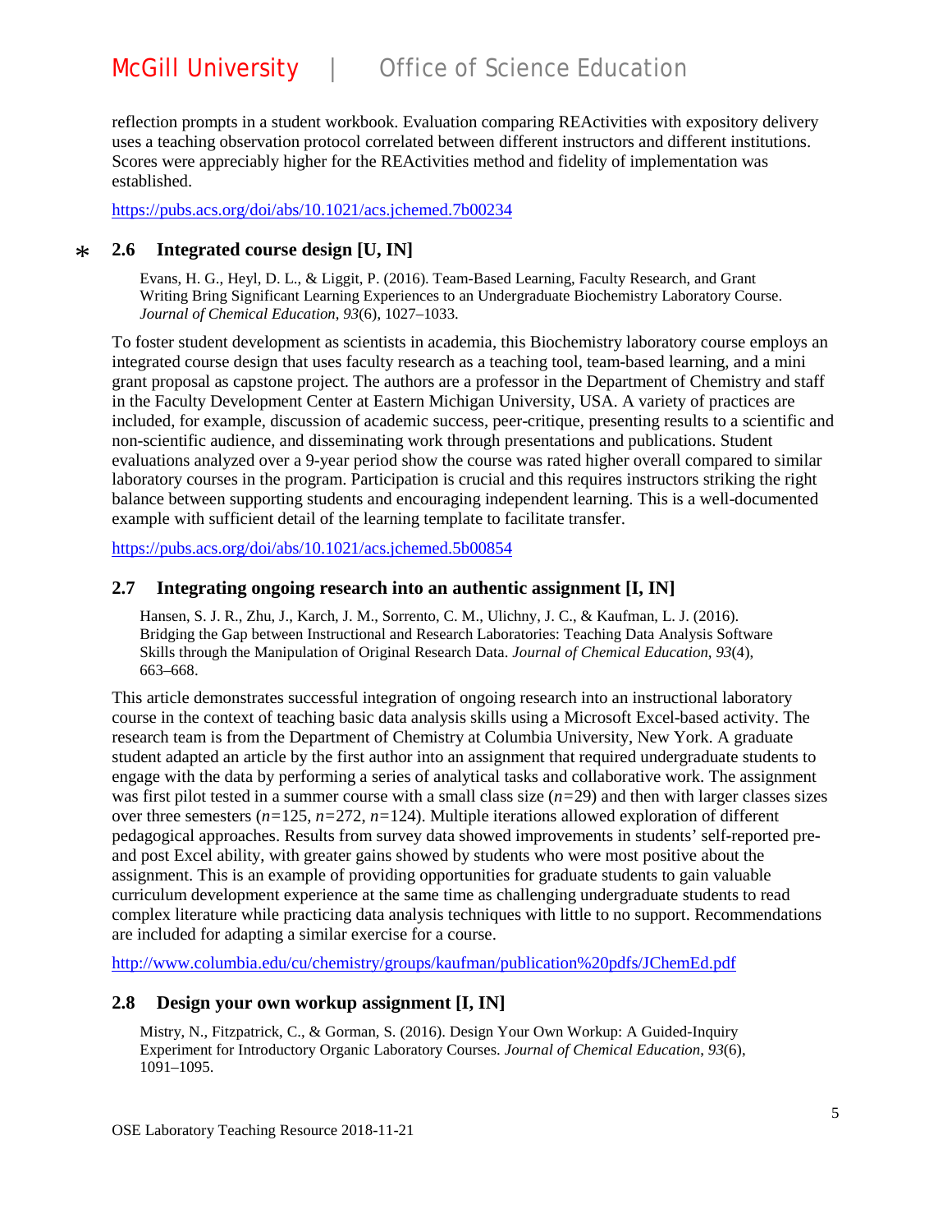reflection prompts in a student workbook. Evaluation comparing REActivities with expository delivery uses a teaching observation protocol correlated between different instructors and different institutions. Scores were appreciably higher for the REActivities method and fidelity of implementation was established.

https://pubs.acs.org/doi/abs/10.1021/acs.jchemed.7b00234

## * 2.6 Integrated course design [U, IN]

Evans, H. G., Heyl, D. L., & Liggit, P. (2016). Team-Based Learning, Faculty Research, and Grant Writing Bring Significant Learning Experiences to an Undergraduate Biochemistry Laboratory Course. *Journal of Chemical Education*, *93*(6), 1027–1033.

To foster student development as scientists in academia, this Biochemistry laboratory course employs an integrated course design that uses faculty research as a teaching tool, team-based learning, and a mini grant proposal as capstone project. The authors are a professor in the Department of Chemistry and staff in the Faculty Development Center at Eastern Michigan University, USA. A variety of practices are included, for example, discussion of academic success, peer-critique, presenting results to a scientific and non-scientific audience, and disseminating work through presentations and publications. Student evaluations analyzed over a 9-year period show the course was rated higher overall compared to similar laboratory courses in the program. Participation is crucial and this requires instructors striking the right balance between supporting students and encouraging independent learning. This is a well-documented example with sufficient detail of the learning template to facilitate transfer.

https://pubs.acs.org/doi/abs/10.1021/acs.jchemed.5b00854

## 2.7 Integrating ongoing research into an authentic assignment [I, IN]

Hansen, S. J. R., Zhu, J., Karch, J. M., Sorrento, C. M., Ulichny, J. C., & Kaufman, L. J. (2016). Bridging the Gap between Instructional and Research Laboratories: Teaching Data Analysis Software Skills through the Manipulation of Original Research Data. *Journal of Chemical Education*, *93*(4), 663–668.

This article demonstrates successful integration of ongoing research into an instructional laboratory course in the context of teaching basic data analysis skills using a Microsoft Excel-based activity. The research team is from the Department of Chemistry at Columbia University, New York. A graduate student adapted an article by the first author into an assignment that required undergraduate students to engage with the data by performing a series of analytical tasks and collaborative work. The assignment was first pilot tested in a summer course with a small class size ($n$=29) and then with larger classes sizes over three semesters ($n$=125, $n$=272, $n$=124). Multiple iterations allowed exploration of different pedagogical approaches. Results from survey data showed improvements in students' self-reported pre- and post Excel ability, with greater gains showed by students who were most positive about the assignment. This is an example of providing opportunities for graduate students to gain valuable curriculum development experience at the same time as challenging undergraduate students to read complex literature while practicing data analysis techniques with little to no support. Recommendations are included for adapting a similar exercise for a course.

http://www.columbia.edu/cu/chemistry/groups/kaufman/publication%20pdfs/JChemEd.pdf

## 2.8 Design your own workup assignment [I, IN]

Mistry, N., Fitzpatrick, C., & Gorman, S. (2016). Design Your Own Workup: A Guided-Inquiry Experiment for Introductory Organic Laboratory Courses. *Journal of Chemical Education*, *93*(6), 1091–1095.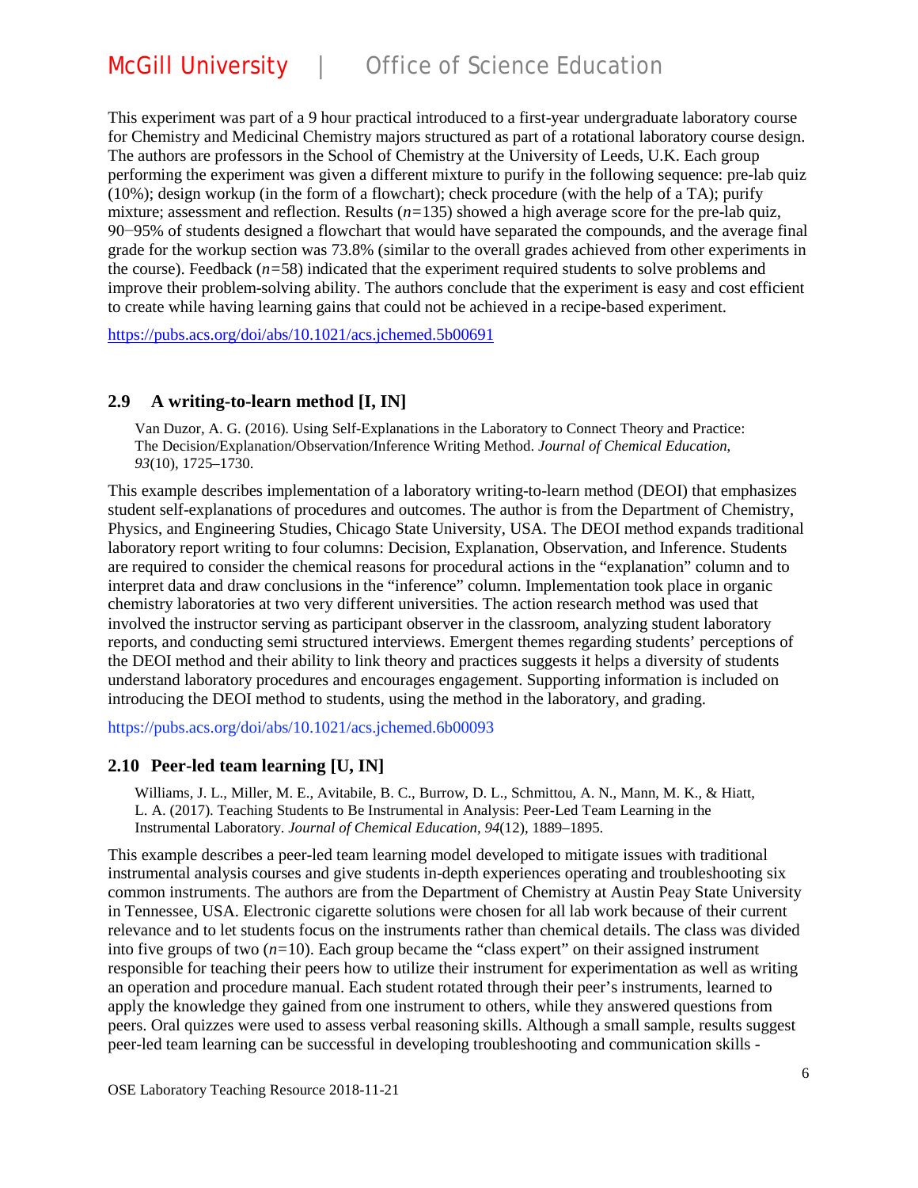This experiment was part of a 9 hour practical introduced to a first-year undergraduate laboratory course for Chemistry and Medicinal Chemistry majors structured as part of a rotational laboratory course design. The authors are professors in the School of Chemistry at the University of Leeds, U.K. Each group performing the experiment was given a different mixture to purify in the following sequence: pre-lab quiz (10%); design workup (in the form of a flowchart); check procedure (with the help of a TA); purify mixture; assessment and reflection. Results (*n*=135) showed a high average score for the pre-lab quiz, 90−95% of students designed a flowchart that would have separated the compounds, and the average final grade for the workup section was 73.8% (similar to the overall grades achieved from other experiments in the course). Feedback (*n*=58) indicated that the experiment required students to solve problems and improve their problem-solving ability. The authors conclude that the experiment is easy and cost efficient to create while having learning gains that could not be achieved in a recipe-based experiment.

https://pubs.acs.org/doi/abs/10.1021/acs.jchemed.5b00691

## 2.9 A writing-to-learn method [I, IN]

> Van Duzor, A. G. (2016). Using Self-Explanations in the Laboratory to Connect Theory and Practice: The Decision/Explanation/Observation/Inference Writing Method. *Journal of Chemical Education, 93*(10), 1725–1730.

This example describes implementation of a laboratory writing-to-learn method (DEOI) that emphasizes student self-explanations of procedures and outcomes. The author is from the Department of Chemistry, Physics, and Engineering Studies, Chicago State University, USA. The DEOI method expands traditional laboratory report writing to four columns: Decision, Explanation, Observation, and Inference. Students are required to consider the chemical reasons for procedural actions in the "explanation" column and to interpret data and draw conclusions in the "inference" column. Implementation took place in organic chemistry laboratories at two very different universities. The action research method was used that involved the instructor serving as participant observer in the classroom, analyzing student laboratory reports, and conducting semi structured interviews. Emergent themes regarding students' perceptions of the DEOI method and their ability to link theory and practices suggests it helps a diversity of students understand laboratory procedures and encourages engagement. Supporting information is included on introducing the DEOI method to students, using the method in the laboratory, and grading.

https://pubs.acs.org/doi/abs/10.1021/acs.jchemed.6b00093

## 2.10 Peer-led team learning [U, IN]

> Williams, J. L., Miller, M. E., Avitabile, B. C., Burrow, D. L., Schmittou, A. N., Mann, M. K., & Hiatt, L. A. (2017). Teaching Students to Be Instrumental in Analysis: Peer-Led Team Learning in the Instrumental Laboratory. *Journal of Chemical Education*, *94*(12), 1889–1895.

This example describes a peer-led team learning model developed to mitigate issues with traditional instrumental analysis courses and give students in-depth experiences operating and troubleshooting six common instruments. The authors are from the Department of Chemistry at Austin Peay State University in Tennessee, USA. Electronic cigarette solutions were chosen for all lab work because of their current relevance and to let students focus on the instruments rather than chemical details. The class was divided into five groups of two (*n*=10). Each group became the "class expert" on their assigned instrument responsible for teaching their peers how to utilize their instrument for experimentation as well as writing an operation and procedure manual. Each student rotated through their peer's instruments, learned to apply the knowledge they gained from one instrument to others, while they answered questions from peers. Oral quizzes were used to assess verbal reasoning skills. Although a small sample, results suggest peer-led team learning can be successful in developing troubleshooting and communication skills -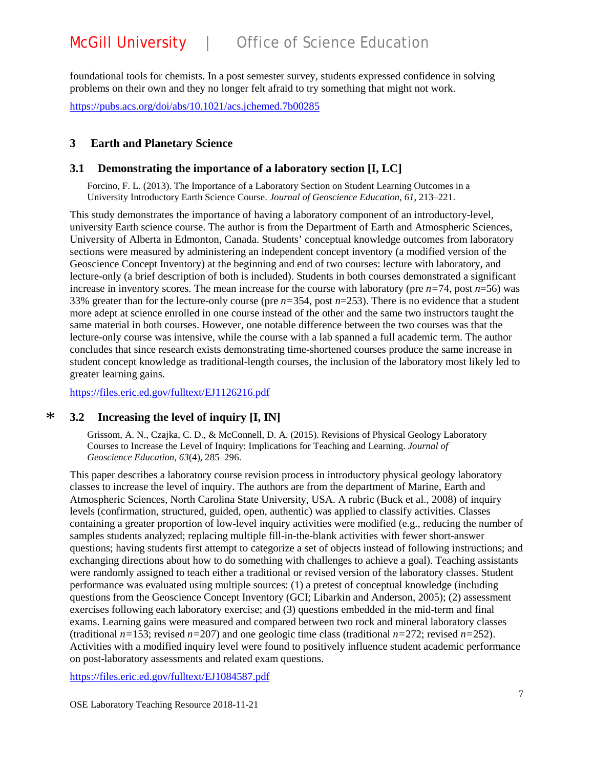foundational tools for chemists. In a post semester survey, students expressed confidence in solving problems on their own and they no longer felt afraid to try something that might not work.

https://pubs.acs.org/doi/abs/10.1021/acs.jchemed.7b00285

## 3 Earth and Planetary Science

### 3.1 Demonstrating the importance of a laboratory section [I, LC]

Forcino, F. L. (2013). The Importance of a Laboratory Section on Student Learning Outcomes in a University Introductory Earth Science Course. *Journal of Geoscience Education*, *61*, 213–221.

This study demonstrates the importance of having a laboratory component of an introductory-level, university Earth science course. The author is from the Department of Earth and Atmospheric Sciences, University of Alberta in Edmonton, Canada. Students' conceptual knowledge outcomes from laboratory sections were measured by administering an independent concept inventory (a modified version of the Geoscience Concept Inventory) at the beginning and end of two courses: lecture with laboratory, and lecture-only (a brief description of both is included). Students in both courses demonstrated a significant increase in inventory scores. The mean increase for the course with laboratory (pre $n$=74, post $n$=56) was 33% greater than for the lecture-only course (pre $n$=354, post $n$=253). There is no evidence that a student more adept at science enrolled in one course instead of the other and the same two instructors taught the same material in both courses. However, one notable difference between the two courses was that the lecture-only course was intensive, while the course with a lab spanned a full academic term. The author concludes that since research exists demonstrating time-shortened courses produce the same increase in student concept knowledge as traditional-length courses, the inclusion of the laboratory most likely led to greater learning gains.

https://files.eric.ed.gov/fulltext/EJ1126216.pdf

### * 3.2 Increasing the level of inquiry [I, IN]

Grissom, A. N., Czajka, C. D., & McConnell, D. A. (2015). Revisions of Physical Geology Laboratory Courses to Increase the Level of Inquiry: Implications for Teaching and Learning. *Journal of Geoscience Education*, *63*(4), 285–296.

This paper describes a laboratory course revision process in introductory physical geology laboratory classes to increase the level of inquiry. The authors are from the department of Marine, Earth and Atmospheric Sciences, North Carolina State University, USA. A rubric (Buck et al., 2008) of inquiry levels (confirmation, structured, guided, open, authentic) was applied to classify activities. Classes containing a greater proportion of low-level inquiry activities were modified (e.g., reducing the number of samples students analyzed; replacing multiple fill-in-the-blank activities with fewer short-answer questions; having students first attempt to categorize a set of objects instead of following instructions; and exchanging directions about how to do something with challenges to achieve a goal). Teaching assistants were randomly assigned to teach either a traditional or revised version of the laboratory classes. Student performance was evaluated using multiple sources: (1) a pretest of conceptual knowledge (including questions from the Geoscience Concept Inventory (GCI; Libarkin and Anderson, 2005); (2) assessment exercises following each laboratory exercise; and (3) questions embedded in the mid-term and final exams. Learning gains were measured and compared between two rock and mineral laboratory classes (traditional $n$=153; revised $n$=207) and one geologic time class (traditional $n$=272; revised $n$=252). Activities with a modified inquiry level were found to positively influence student academic performance on post-laboratory assessments and related exam questions.

https://files.eric.ed.gov/fulltext/EJ1084587.pdf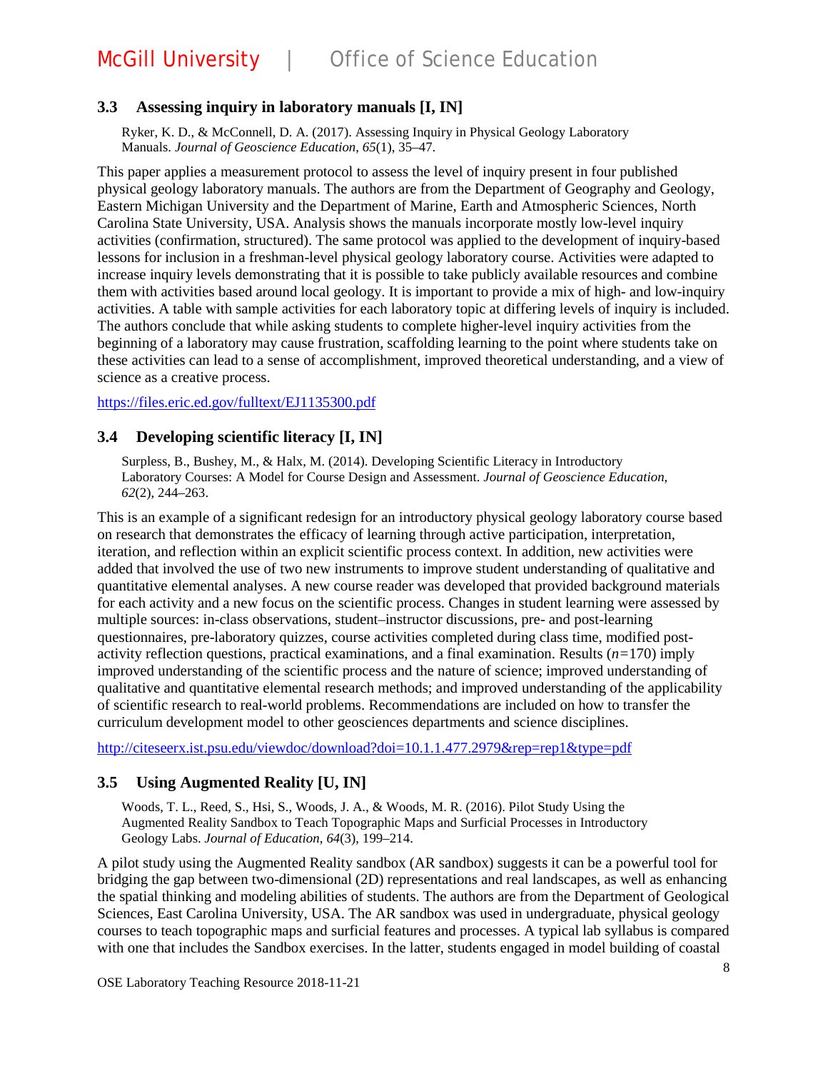### 3.3 Assessing inquiry in laboratory manuals [I, IN]

Ryker, K. D., & McConnell, D. A. (2017). Assessing Inquiry in Physical Geology Laboratory Manuals. *Journal of Geoscience Education*, *65*(1), 35–47.

This paper applies a measurement protocol to assess the level of inquiry present in four published physical geology laboratory manuals. The authors are from the Department of Geography and Geology, Eastern Michigan University and the Department of Marine, Earth and Atmospheric Sciences, North Carolina State University, USA. Analysis shows the manuals incorporate mostly low-level inquiry activities (confirmation, structured). The same protocol was applied to the development of inquiry-based lessons for inclusion in a freshman-level physical geology laboratory course. Activities were adapted to increase inquiry levels demonstrating that it is possible to take publicly available resources and combine them with activities based around local geology. It is important to provide a mix of high- and low-inquiry activities. A table with sample activities for each laboratory topic at differing levels of inquiry is included. The authors conclude that while asking students to complete higher-level inquiry activities from the beginning of a laboratory may cause frustration, scaffolding learning to the point where students take on these activities can lead to a sense of accomplishment, improved theoretical understanding, and a view of science as a creative process.

https://files.eric.ed.gov/fulltext/EJ1135300.pdf

### 3.4 Developing scientific literacy [I, IN]

Surpless, B., Bushey, M., & Halx, M. (2014). Developing Scientific Literacy in Introductory Laboratory Courses: A Model for Course Design and Assessment. *Journal of Geoscience Education, 62*(2), 244–263.

This is an example of a significant redesign for an introductory physical geology laboratory course based on research that demonstrates the efficacy of learning through active participation, interpretation, iteration, and reflection within an explicit scientific process context. In addition, new activities were added that involved the use of two new instruments to improve student understanding of qualitative and quantitative elemental analyses. A new course reader was developed that provided background materials for each activity and a new focus on the scientific process. Changes in student learning were assessed by multiple sources: in-class observations, student–instructor discussions, pre- and post-learning questionnaires, pre-laboratory quizzes, course activities completed during class time, modified post-activity reflection questions, practical examinations, and a final examination. Results ($n=170$) imply improved understanding of the scientific process and the nature of science; improved understanding of qualitative and quantitative elemental research methods; and improved understanding of the applicability of scientific research to real-world problems. Recommendations are included on how to transfer the curriculum development model to other geosciences departments and science disciplines.

http://citeseerx.ist.psu.edu/viewdoc/download?doi=10.1.1.477.2979&rep=rep1&type=pdf

### 3.5 Using Augmented Reality [U, IN]

Woods, T. L., Reed, S., Hsi, S., Woods, J. A., & Woods, M. R. (2016). Pilot Study Using the Augmented Reality Sandbox to Teach Topographic Maps and Surficial Processes in Introductory Geology Labs. *Journal of Education*, *64*(3), 199–214.

A pilot study using the Augmented Reality sandbox (AR sandbox) suggests it can be a powerful tool for bridging the gap between two-dimensional (2D) representations and real landscapes, as well as enhancing the spatial thinking and modeling abilities of students. The authors are from the Department of Geological Sciences, East Carolina University, USA. The AR sandbox was used in undergraduate, physical geology courses to teach topographic maps and surficial features and processes. A typical lab syllabus is compared with one that includes the Sandbox exercises. In the latter, students engaged in model building of coastal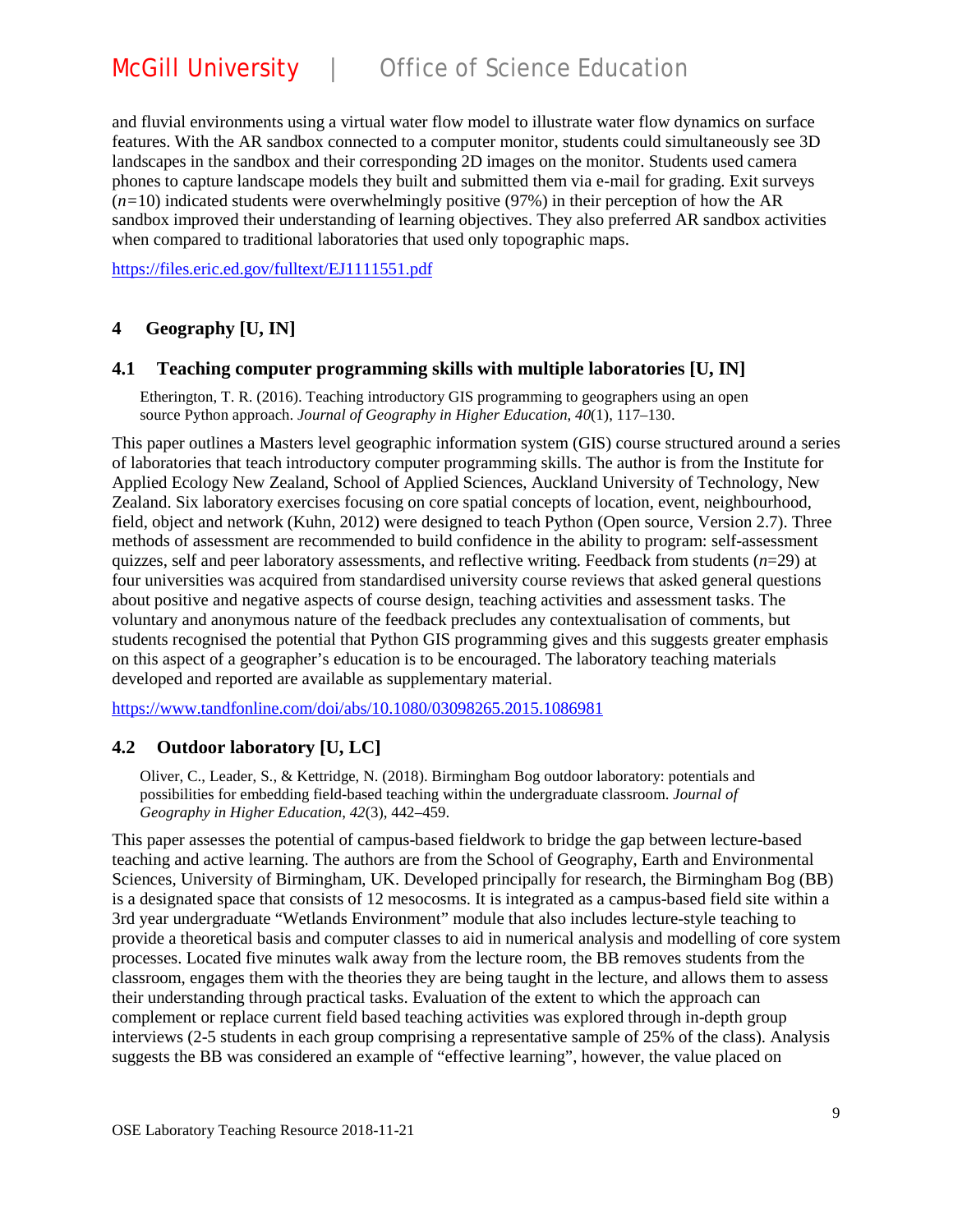and fluvial environments using a virtual water flow model to illustrate water flow dynamics on surface features. With the AR sandbox connected to a computer monitor, students could simultaneously see 3D landscapes in the sandbox and their corresponding 2D images on the monitor. Students used camera phones to capture landscape models they built and submitted them via e-mail for grading. Exit surveys ($n$=10) indicated students were overwhelmingly positive (97%) in their perception of how the AR sandbox improved their understanding of learning objectives. They also preferred AR sandbox activities when compared to traditional laboratories that used only topographic maps.

https://files.eric.ed.gov/fulltext/EJ1111551.pdf

## 4 Geography [U, IN]

### 4.1 Teaching computer programming skills with multiple laboratories [U, IN]

Etherington, T. R. (2016). Teaching introductory GIS programming to geographers using an open source Python approach. *Journal of Geography in Higher Education*, *40*(1), 117–130.

This paper outlines a Masters level geographic information system (GIS) course structured around a series of laboratories that teach introductory computer programming skills. The author is from the Institute for Applied Ecology New Zealand, School of Applied Sciences, Auckland University of Technology, New Zealand. Six laboratory exercises focusing on core spatial concepts of location, event, neighbourhood, field, object and network (Kuhn, 2012) were designed to teach Python (Open source, Version 2.7). Three methods of assessment are recommended to build confidence in the ability to program: self-assessment quizzes, self and peer laboratory assessments, and reflective writing. Feedback from students ($n$=29) at four universities was acquired from standardised university course reviews that asked general questions about positive and negative aspects of course design, teaching activities and assessment tasks. The voluntary and anonymous nature of the feedback precludes any contextualisation of comments, but students recognised the potential that Python GIS programming gives and this suggests greater emphasis on this aspect of a geographer's education is to be encouraged. The laboratory teaching materials developed and reported are available as supplementary material.

https://www.tandfonline.com/doi/abs/10.1080/03098265.2015.1086981

### 4.2 Outdoor laboratory [U, LC]

Oliver, C., Leader, S., & Kettridge, N. (2018). Birmingham Bog outdoor laboratory: potentials and possibilities for embedding field-based teaching within the undergraduate classroom. *Journal of Geography in Higher Education*, *42*(3), 442–459.

This paper assesses the potential of campus-based fieldwork to bridge the gap between lecture-based teaching and active learning. The authors are from the School of Geography, Earth and Environmental Sciences, University of Birmingham, UK. Developed principally for research, the Birmingham Bog (BB) is a designated space that consists of 12 mesocosms. It is integrated as a campus-based field site within a 3rd year undergraduate "Wetlands Environment" module that also includes lecture-style teaching to provide a theoretical basis and computer classes to aid in numerical analysis and modelling of core system processes. Located five minutes walk away from the lecture room, the BB removes students from the classroom, engages them with the theories they are being taught in the lecture, and allows them to assess their understanding through practical tasks. Evaluation of the extent to which the approach can complement or replace current field based teaching activities was explored through in-depth group interviews (2-5 students in each group comprising a representative sample of 25% of the class). Analysis suggests the BB was considered an example of "effective learning", however, the value placed on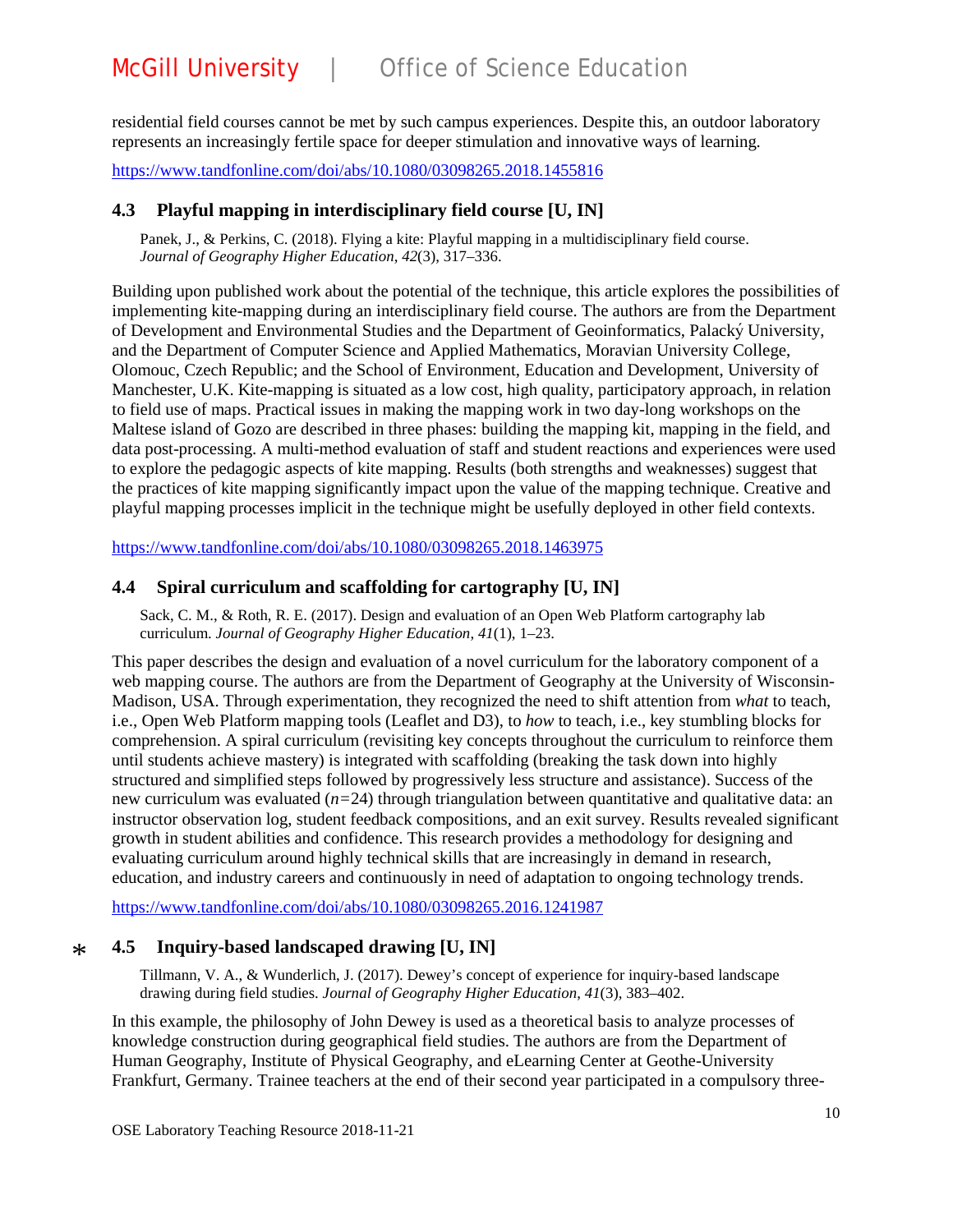residential field courses cannot be met by such campus experiences. Despite this, an outdoor laboratory represents an increasingly fertile space for deeper stimulation and innovative ways of learning.

https://www.tandfonline.com/doi/abs/10.1080/03098265.2018.1455816

### 4.3 Playful mapping in interdisciplinary field course [U, IN]

Panek, J., & Perkins, C. (2018). Flying a kite: Playful mapping in a multidisciplinary field course. *Journal of Geography Higher Education*, *42*(3), 317–336.

Building upon published work about the potential of the technique, this article explores the possibilities of implementing kite-mapping during an interdisciplinary field course. The authors are from the Department of Development and Environmental Studies and the Department of Geoinformatics, Palacký University, and the Department of Computer Science and Applied Mathematics, Moravian University College, Olomouc, Czech Republic; and the School of Environment, Education and Development, University of Manchester, U.K. Kite-mapping is situated as a low cost, high quality, participatory approach, in relation to field use of maps. Practical issues in making the mapping work in two day-long workshops on the Maltese island of Gozo are described in three phases: building the mapping kit, mapping in the field, and data post-processing. A multi-method evaluation of staff and student reactions and experiences were used to explore the pedagogic aspects of kite mapping. Results (both strengths and weaknesses) suggest that the practices of kite mapping significantly impact upon the value of the mapping technique. Creative and playful mapping processes implicit in the technique might be usefully deployed in other field contexts.

https://www.tandfonline.com/doi/abs/10.1080/03098265.2018.1463975

### 4.4 Spiral curriculum and scaffolding for cartography [U, IN]

Sack, C. M., & Roth, R. E. (2017). Design and evaluation of an Open Web Platform cartography lab curriculum. *Journal of Geography Higher Education*, *41*(1), 1–23.

This paper describes the design and evaluation of a novel curriculum for the laboratory component of a web mapping course. The authors are from the Department of Geography at the University of Wisconsin-Madison, USA. Through experimentation, they recognized the need to shift attention from *what* to teach, i.e., Open Web Platform mapping tools (Leaflet and D3), to *how* to teach, i.e., key stumbling blocks for comprehension. A spiral curriculum (revisiting key concepts throughout the curriculum to reinforce them until students achieve mastery) is integrated with scaffolding (breaking the task down into highly structured and simplified steps followed by progressively less structure and assistance). Success of the new curriculum was evaluated ($n=24$) through triangulation between quantitative and qualitative data: an instructor observation log, student feedback compositions, and an exit survey. Results revealed significant growth in student abilities and confidence. This research provides a methodology for designing and evaluating curriculum around highly technical skills that are increasingly in demand in research, education, and industry careers and continuously in need of adaptation to ongoing technology trends.

https://www.tandfonline.com/doi/abs/10.1080/03098265.2016.1241987

### * 4.5 Inquiry-based landscaped drawing [U, IN]

Tillmann, V. A., & Wunderlich, J. (2017). Dewey's concept of experience for inquiry-based landscape drawing during field studies. *Journal of Geography Higher Education*, *41*(3), 383–402.

In this example, the philosophy of John Dewey is used as a theoretical basis to analyze processes of knowledge construction during geographical field studies. The authors are from the Department of Human Geography, Institute of Physical Geography, and eLearning Center at Geothe-University Frankfurt, Germany. Trainee teachers at the end of their second year participated in a compulsory three-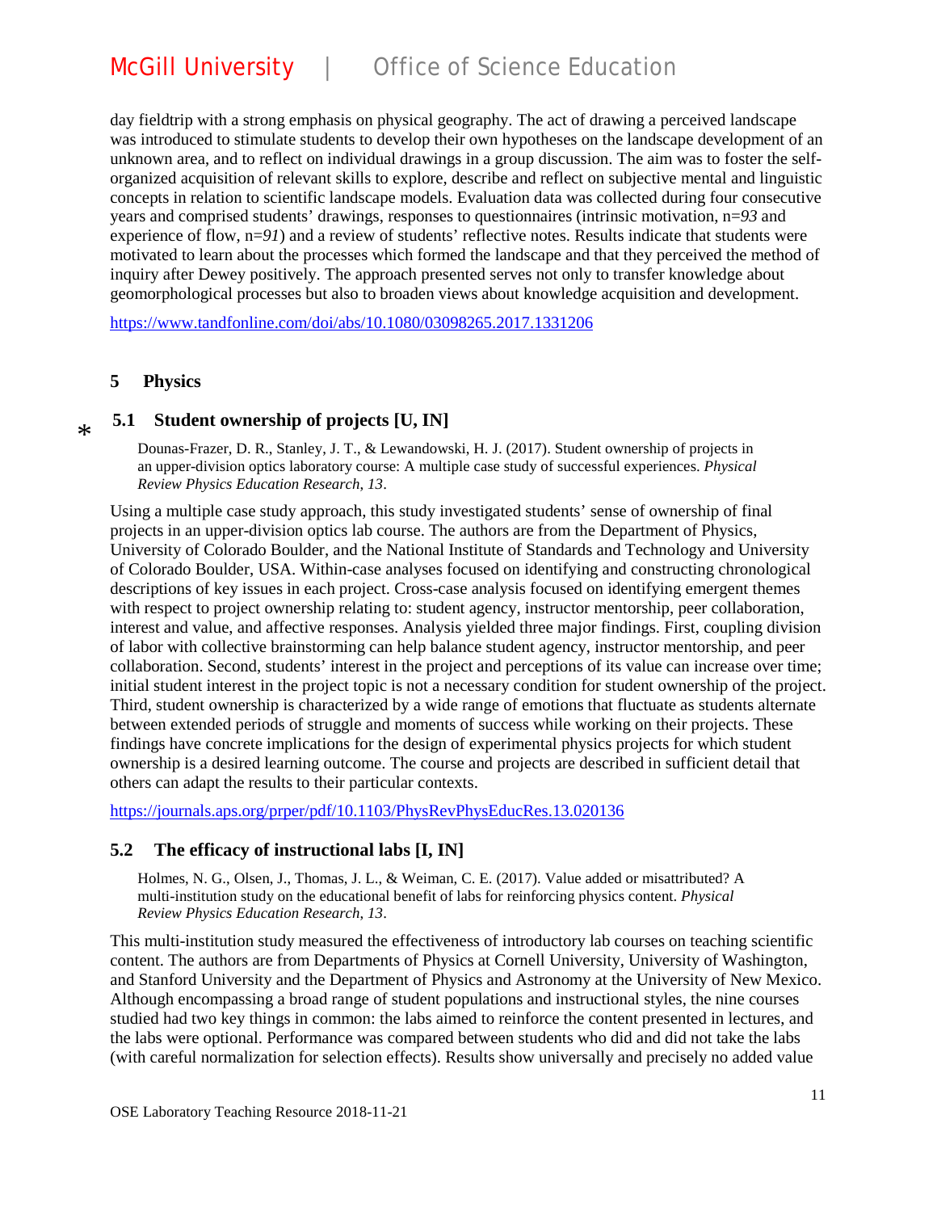day fieldtrip with a strong emphasis on physical geography. The act of drawing a perceived landscape was introduced to stimulate students to develop their own hypotheses on the landscape development of an unknown area, and to reflect on individual drawings in a group discussion. The aim was to foster the self-organized acquisition of relevant skills to explore, describe and reflect on subjective mental and linguistic concepts in relation to scientific landscape models. Evaluation data was collected during four consecutive years and comprised students' drawings, responses to questionnaires (intrinsic motivation, n=*93* and experience of flow, n=*91*) and a review of students' reflective notes. Results indicate that students were motivated to learn about the processes which formed the landscape and that they perceived the method of inquiry after Dewey positively. The approach presented serves not only to transfer knowledge about geomorphological processes but also to broaden views about knowledge acquisition and development.

https://www.tandfonline.com/doi/abs/10.1080/03098265.2017.1331206

## 5 Physics

### * 5.1 Student ownership of projects [U, IN]

Dounas-Frazer, D. R., Stanley, J. T., & Lewandowski, H. J. (2017). Student ownership of projects in an upper-division optics laboratory course: A multiple case study of successful experiences. *Physical Review Physics Education Research*, *13*.

Using a multiple case study approach, this study investigated students' sense of ownership of final projects in an upper-division optics lab course. The authors are from the Department of Physics, University of Colorado Boulder, and the National Institute of Standards and Technology and University of Colorado Boulder, USA. Within-case analyses focused on identifying and constructing chronological descriptions of key issues in each project. Cross-case analysis focused on identifying emergent themes with respect to project ownership relating to: student agency, instructor mentorship, peer collaboration, interest and value, and affective responses. Analysis yielded three major findings. First, coupling division of labor with collective brainstorming can help balance student agency, instructor mentorship, and peer collaboration. Second, students' interest in the project and perceptions of its value can increase over time; initial student interest in the project topic is not a necessary condition for student ownership of the project. Third, student ownership is characterized by a wide range of emotions that fluctuate as students alternate between extended periods of struggle and moments of success while working on their projects. These findings have concrete implications for the design of experimental physics projects for which student ownership is a desired learning outcome. The course and projects are described in sufficient detail that others can adapt the results to their particular contexts.

https://journals.aps.org/prper/pdf/10.1103/PhysRevPhysEducRes.13.020136

### 5.2 The efficacy of instructional labs [I, IN]

Holmes, N. G., Olsen, J., Thomas, J. L., & Weiman, C. E. (2017). Value added or misattributed? A multi-institution study on the educational benefit of labs for reinforcing physics content. *Physical Review Physics Education Research*, *13*.

This multi-institution study measured the effectiveness of introductory lab courses on teaching scientific content. The authors are from Departments of Physics at Cornell University, University of Washington, and Stanford University and the Department of Physics and Astronomy at the University of New Mexico. Although encompassing a broad range of student populations and instructional styles, the nine courses studied had two key things in common: the labs aimed to reinforce the content presented in lectures, and the labs were optional. Performance was compared between students who did and did not take the labs (with careful normalization for selection effects). Results show universally and precisely no added value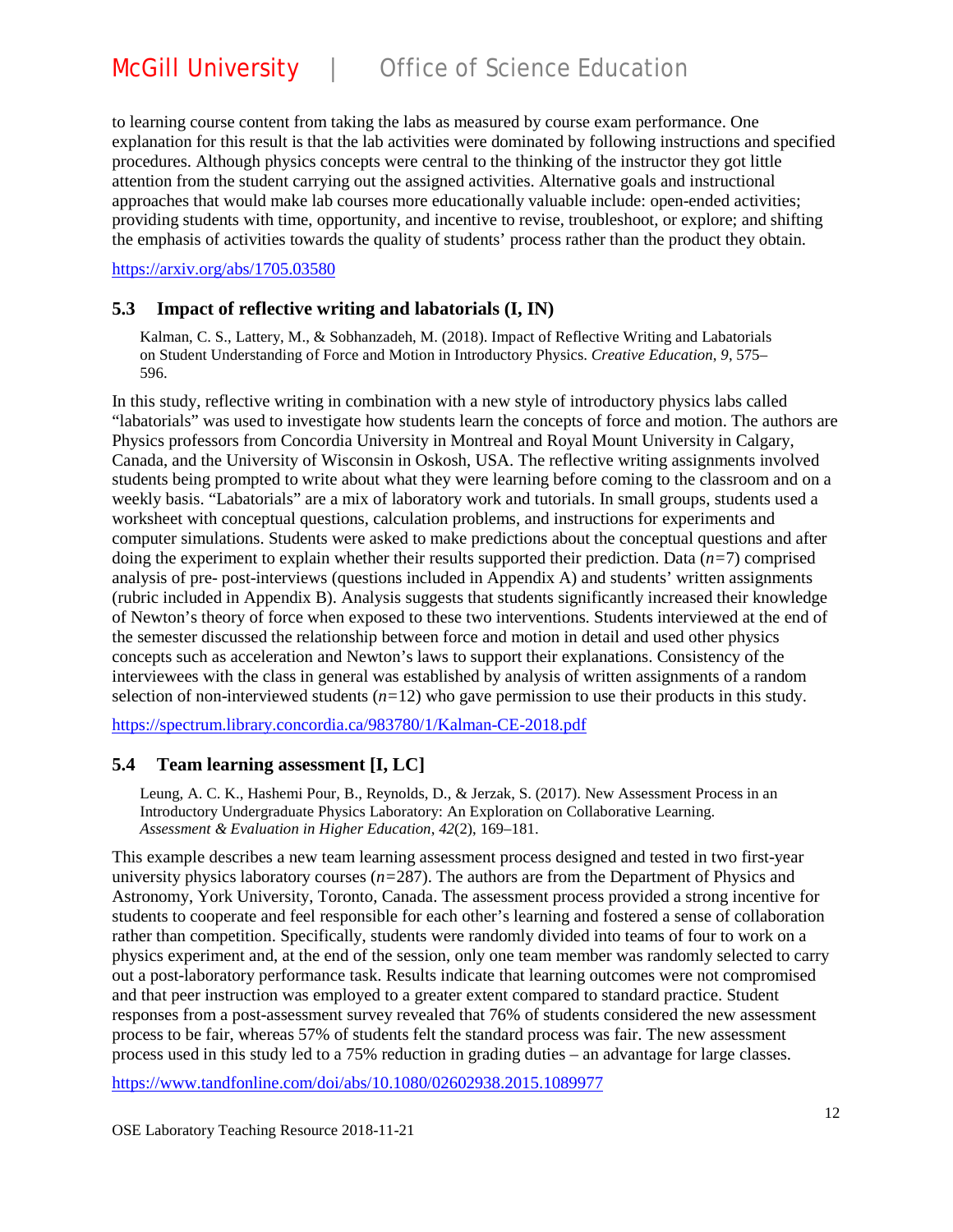to learning course content from taking the labs as measured by course exam performance. One explanation for this result is that the lab activities were dominated by following instructions and specified procedures. Although physics concepts were central to the thinking of the instructor they got little attention from the student carrying out the assigned activities. Alternative goals and instructional approaches that would make lab courses more educationally valuable include: open-ended activities; providing students with time, opportunity, and incentive to revise, troubleshoot, or explore; and shifting the emphasis of activities towards the quality of students' process rather than the product they obtain.

https://arxiv.org/abs/1705.03580

## 5.3 Impact of reflective writing and labatorials (I, IN)

> Kalman, C. S., Lattery, M., & Sobhanzadeh, M. (2018). Impact of Reflective Writing and Labatorials on Student Understanding of Force and Motion in Introductory Physics. *Creative Education*, *9*, 575–596.

In this study, reflective writing in combination with a new style of introductory physics labs called "labatorials" was used to investigate how students learn the concepts of force and motion. The authors are Physics professors from Concordia University in Montreal and Royal Mount University in Calgary, Canada, and the University of Wisconsin in Oskosh, USA. The reflective writing assignments involved students being prompted to write about what they were learning before coming to the classroom and on a weekly basis. "Labatorials" are a mix of laboratory work and tutorials. In small groups, students used a worksheet with conceptual questions, calculation problems, and instructions for experiments and computer simulations. Students were asked to make predictions about the conceptual questions and after doing the experiment to explain whether their results supported their prediction. Data ($n$=7) comprised analysis of pre- post-interviews (questions included in Appendix A) and students' written assignments (rubric included in Appendix B). Analysis suggests that students significantly increased their knowledge of Newton's theory of force when exposed to these two interventions. Students interviewed at the end of the semester discussed the relationship between force and motion in detail and used other physics concepts such as acceleration and Newton's laws to support their explanations. Consistency of the interviewees with the class in general was established by analysis of written assignments of a random selection of non-interviewed students ($n$=12) who gave permission to use their products in this study.

https://spectrum.library.concordia.ca/983780/1/Kalman-CE-2018.pdf

## 5.4 Team learning assessment [I, LC]

> Leung, A. C. K., Hashemi Pour, B., Reynolds, D., & Jerzak, S. (2017). New Assessment Process in an Introductory Undergraduate Physics Laboratory: An Exploration on Collaborative Learning. *Assessment & Evaluation in Higher Education*, *42*(2), 169–181.

This example describes a new team learning assessment process designed and tested in two first-year university physics laboratory courses ($n$=287). The authors are from the Department of Physics and Astronomy, York University, Toronto, Canada. The assessment process provided a strong incentive for students to cooperate and feel responsible for each other's learning and fostered a sense of collaboration rather than competition. Specifically, students were randomly divided into teams of four to work on a physics experiment and, at the end of the session, only one team member was randomly selected to carry out a post-laboratory performance task. Results indicate that learning outcomes were not compromised and that peer instruction was employed to a greater extent compared to standard practice. Student responses from a post-assessment survey revealed that 76% of students considered the new assessment process to be fair, whereas 57% of students felt the standard process was fair. The new assessment process used in this study led to a 75% reduction in grading duties – an advantage for large classes.

https://www.tandfonline.com/doi/abs/10.1080/02602938.2015.1089977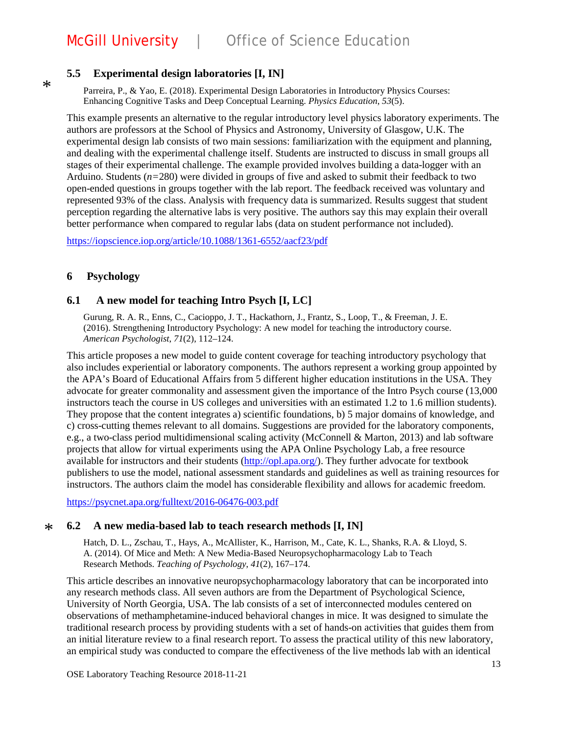### 5.5 Experimental design laboratories [I, IN]

*

Parreira, P., & Yao, E. (2018). Experimental Design Laboratories in Introductory Physics Courses: Enhancing Cognitive Tasks and Deep Conceptual Learning. *Physics Education*, *53*(5).

This example presents an alternative to the regular introductory level physics laboratory experiments. The authors are professors at the School of Physics and Astronomy, University of Glasgow, U.K. The experimental design lab consists of two main sessions: familiarization with the equipment and planning, and dealing with the experimental challenge itself. Students are instructed to discuss in small groups all stages of their experimental challenge. The example provided involves building a data-logger with an Arduino. Students ($n$=280) were divided in groups of five and asked to submit their feedback to two open-ended questions in groups together with the lab report. The feedback received was voluntary and represented 93% of the class. Analysis with frequency data is summarized. Results suggest that student perception regarding the alternative labs is very positive. The authors say this may explain their overall better performance when compared to regular labs (data on student performance not included).

https://iopscience.iop.org/article/10.1088/1361-6552/aacf23/pdf

## 6 Psychology

### 6.1 A new model for teaching Intro Psych [I, LC]

Gurung, R. A. R., Enns, C., Cacioppo, J. T., Hackathorn, J., Frantz, S., Loop, T., & Freeman, J. E. (2016). Strengthening Introductory Psychology: A new model for teaching the introductory course. *American Psychologist*, *71*(2), 112–124.

This article proposes a new model to guide content coverage for teaching introductory psychology that also includes experiential or laboratory components. The authors represent a working group appointed by the APA's Board of Educational Affairs from 5 different higher education institutions in the USA. They advocate for greater commonality and assessment given the importance of the Intro Psych course (13,000 instructors teach the course in US colleges and universities with an estimated 1.2 to 1.6 million students). They propose that the content integrates a) scientific foundations, b) 5 major domains of knowledge, and c) cross-cutting themes relevant to all domains. Suggestions are provided for the laboratory components, e.g., a two-class period multidimensional scaling activity (McConnell & Marton, 2013) and lab software projects that allow for virtual experiments using the APA Online Psychology Lab, a free resource available for instructors and their students (http://opl.apa.org/). They further advocate for textbook publishers to use the model, national assessment standards and guidelines as well as training resources for instructors. The authors claim the model has considerable flexibility and allows for academic freedom.

https://psycnet.apa.org/fulltext/2016-06476-003.pdf

### * 6.2 A new media-based lab to teach research methods [I, IN]

Hatch, D. L., Zschau, T., Hays, A., McAllister, K., Harrison, M., Cate, K. L., Shanks, R.A. & Lloyd, S. A. (2014). Of Mice and Meth: A New Media-Based Neuropsychopharmacology Lab to Teach Research Methods. *Teaching of Psychology*, *41*(2), 167–174.

This article describes an innovative neuropsychopharmacology laboratory that can be incorporated into any research methods class. All seven authors are from the Department of Psychological Science, University of North Georgia, USA. The lab consists of a set of interconnected modules centered on observations of methamphetamine-induced behavioral changes in mice. It was designed to simulate the traditional research process by providing students with a set of hands-on activities that guides them from an initial literature review to a final research report. To assess the practical utility of this new laboratory, an empirical study was conducted to compare the effectiveness of the live methods lab with an identical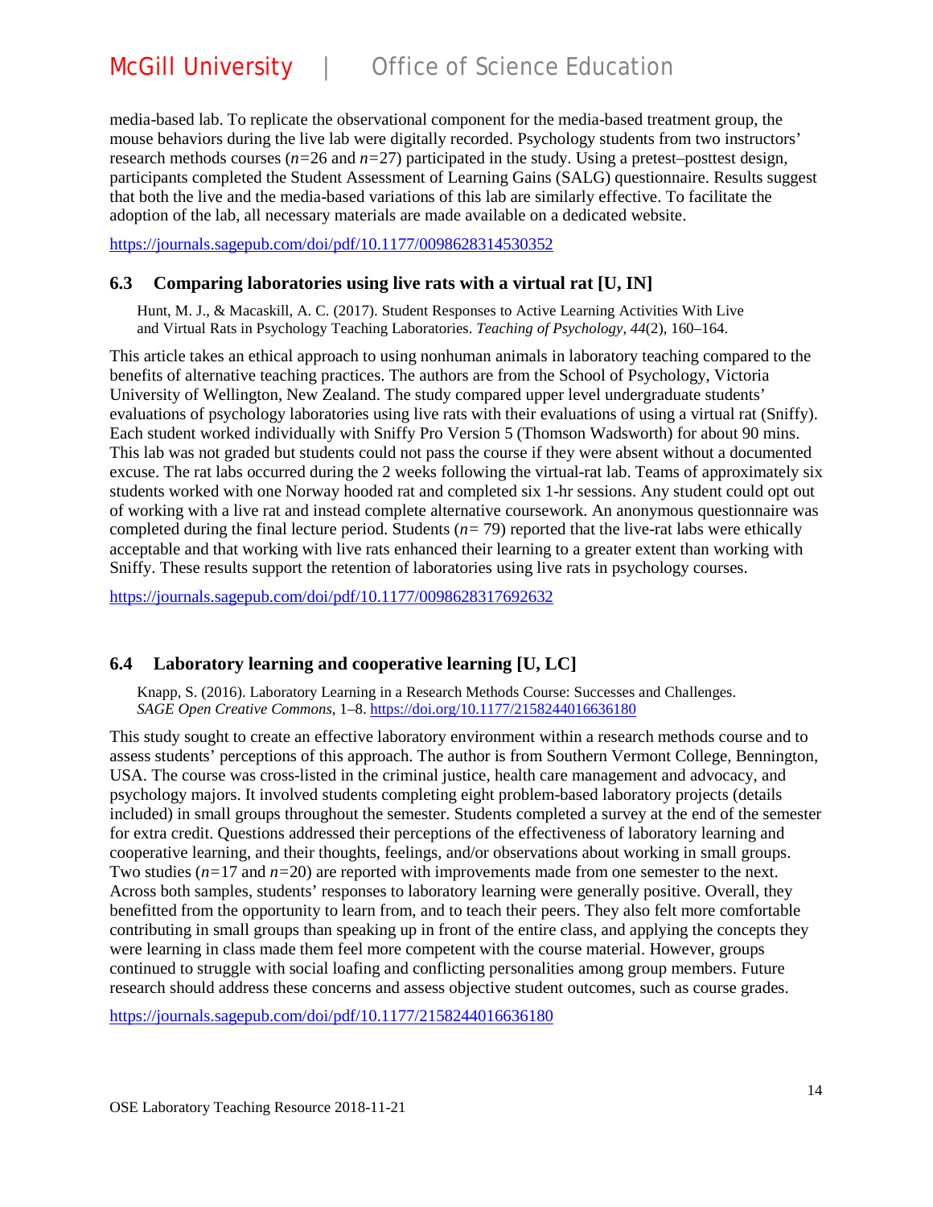media-based lab. To replicate the observational component for the media-based treatment group, the mouse behaviors during the live lab were digitally recorded. Psychology students from two instructors' research methods courses ($n$=26 and $n$=27) participated in the study. Using a pretest–posttest design, participants completed the Student Assessment of Learning Gains (SALG) questionnaire. Results suggest that both the live and the media-based variations of this lab are similarly effective. To facilitate the adoption of the lab, all necessary materials are made available on a dedicated website.

https://journals.sagepub.com/doi/pdf/10.1177/0098628314530352

## 6.3 Comparing laboratories using live rats with a virtual rat [U, IN]

Hunt, M. J., & Macaskill, A. C. (2017). Student Responses to Active Learning Activities With Live and Virtual Rats in Psychology Teaching Laboratories. *Teaching of Psychology*, *44*(2), 160–164.

This article takes an ethical approach to using nonhuman animals in laboratory teaching compared to the benefits of alternative teaching practices. The authors are from the School of Psychology, Victoria University of Wellington, New Zealand. The study compared upper level undergraduate students' evaluations of psychology laboratories using live rats with their evaluations of using a virtual rat (Sniffy). Each student worked individually with Sniffy Pro Version 5 (Thomson Wadsworth) for about 90 mins. This lab was not graded but students could not pass the course if they were absent without a documented excuse. The rat labs occurred during the 2 weeks following the virtual-rat lab. Teams of approximately six students worked with one Norway hooded rat and completed six 1-hr sessions. Any student could opt out of working with a live rat and instead complete alternative coursework. An anonymous questionnaire was completed during the final lecture period. Students ($n$= 79) reported that the live-rat labs were ethically acceptable and that working with live rats enhanced their learning to a greater extent than working with Sniffy. These results support the retention of laboratories using live rats in psychology courses.

https://journals.sagepub.com/doi/pdf/10.1177/0098628317692632

## 6.4 Laboratory learning and cooperative learning [U, LC]

Knapp, S. (2016). Laboratory Learning in a Research Methods Course: Successes and Challenges. *SAGE Open Creative Commons*, 1–8. https://doi.org/10.1177/2158244016636180

This study sought to create an effective laboratory environment within a research methods course and to assess students' perceptions of this approach. The author is from Southern Vermont College, Bennington, USA. The course was cross-listed in the criminal justice, health care management and advocacy, and psychology majors. It involved students completing eight problem-based laboratory projects (details included) in small groups throughout the semester. Students completed a survey at the end of the semester for extra credit. Questions addressed their perceptions of the effectiveness of laboratory learning and cooperative learning, and their thoughts, feelings, and/or observations about working in small groups. Two studies ($n$=17 and $n$=20) are reported with improvements made from one semester to the next. Across both samples, students' responses to laboratory learning were generally positive. Overall, they benefitted from the opportunity to learn from, and to teach their peers. They also felt more comfortable contributing in small groups than speaking up in front of the entire class, and applying the concepts they were learning in class made them feel more competent with the course material. However, groups continued to struggle with social loafing and conflicting personalities among group members. Future research should address these concerns and assess objective student outcomes, such as course grades.

https://journals.sagepub.com/doi/pdf/10.1177/2158244016636180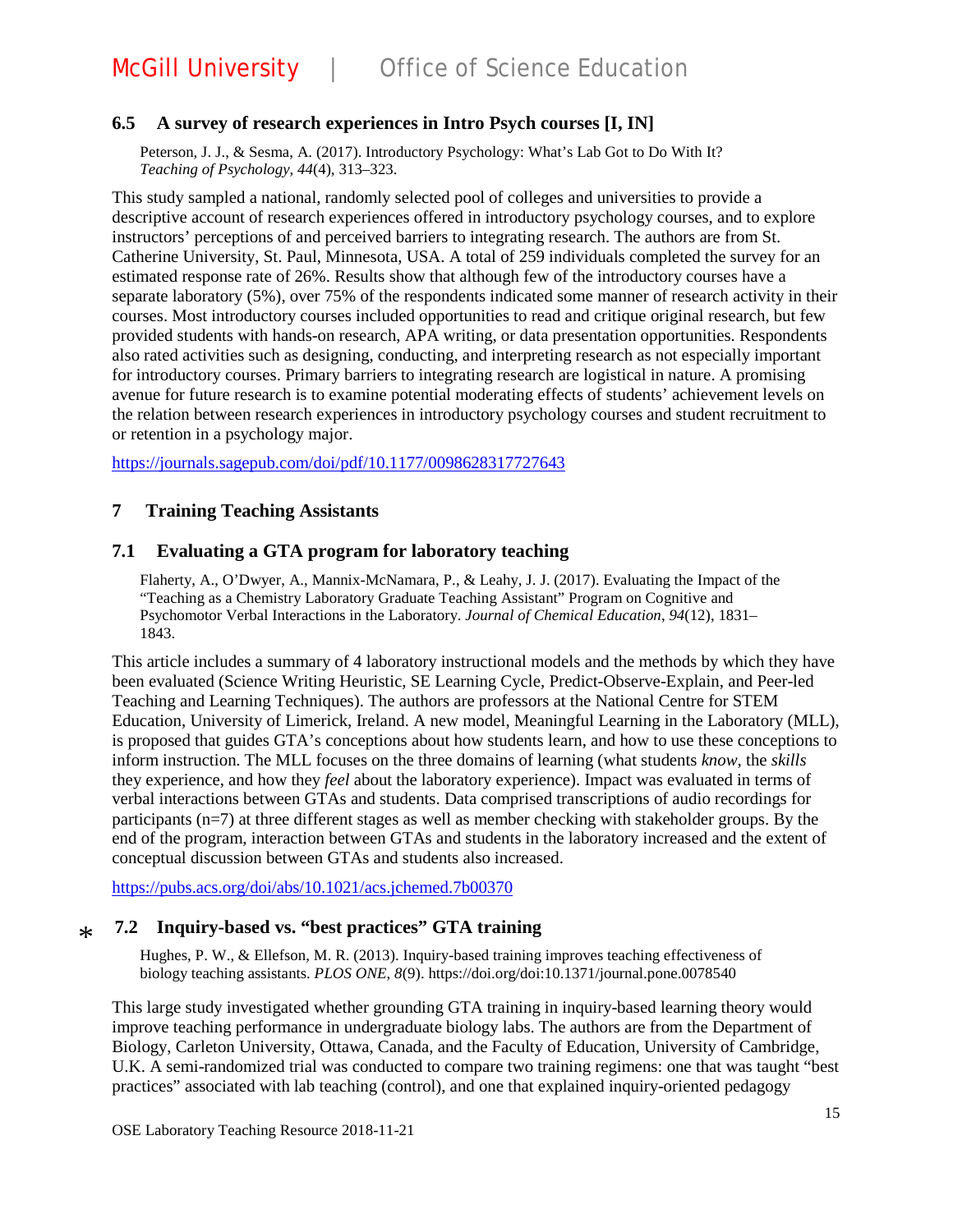### 6.5 A survey of research experiences in Intro Psych courses [I, IN]

Peterson, J. J., & Sesma, A. (2017). Introductory Psychology: What's Lab Got to Do With It? *Teaching of Psychology*, *44*(4), 313–323.

This study sampled a national, randomly selected pool of colleges and universities to provide a descriptive account of research experiences offered in introductory psychology courses, and to explore instructors' perceptions of and perceived barriers to integrating research. The authors are from St. Catherine University, St. Paul, Minnesota, USA. A total of 259 individuals completed the survey for an estimated response rate of 26%. Results show that although few of the introductory courses have a separate laboratory (5%), over 75% of the respondents indicated some manner of research activity in their courses. Most introductory courses included opportunities to read and critique original research, but few provided students with hands-on research, APA writing, or data presentation opportunities. Respondents also rated activities such as designing, conducting, and interpreting research as not especially important for introductory courses. Primary barriers to integrating research are logistical in nature. A promising avenue for future research is to examine potential moderating effects of students' achievement levels on the relation between research experiences in introductory psychology courses and student recruitment to or retention in a psychology major.

https://journals.sagepub.com/doi/pdf/10.1177/0098628317727643

## 7 Training Teaching Assistants

### 7.1 Evaluating a GTA program for laboratory teaching

Flaherty, A., O'Dwyer, A., Mannix-McNamara, P., & Leahy, J. J. (2017). Evaluating the Impact of the "Teaching as a Chemistry Laboratory Graduate Teaching Assistant" Program on Cognitive and Psychomotor Verbal Interactions in the Laboratory. *Journal of Chemical Education*, *94*(12), 1831–1843.

This article includes a summary of 4 laboratory instructional models and the methods by which they have been evaluated (Science Writing Heuristic, SE Learning Cycle, Predict-Observe-Explain, and Peer-led Teaching and Learning Techniques). The authors are professors at the National Centre for STEM Education, University of Limerick, Ireland. A new model, Meaningful Learning in the Laboratory (MLL), is proposed that guides GTA's conceptions about how students learn, and how to use these conceptions to inform instruction. The MLL focuses on the three domains of learning (what students *know*, the *skills* they experience, and how they *feel* about the laboratory experience). Impact was evaluated in terms of verbal interactions between GTAs and students. Data comprised transcriptions of audio recordings for participants (n=7) at three different stages as well as member checking with stakeholder groups. By the end of the program, interaction between GTAs and students in the laboratory increased and the extent of conceptual discussion between GTAs and students also increased.

https://pubs.acs.org/doi/abs/10.1021/acs.jchemed.7b00370

### * 7.2 Inquiry-based vs. "best practices" GTA training

Hughes, P. W., & Ellefson, M. R. (2013). Inquiry-based training improves teaching effectiveness of biology teaching assistants. *PLOS ONE*, *8*(9). https://doi.org/doi:10.1371/journal.pone.0078540

This large study investigated whether grounding GTA training in inquiry-based learning theory would improve teaching performance in undergraduate biology labs. The authors are from the Department of Biology, Carleton University, Ottawa, Canada, and the Faculty of Education, University of Cambridge, U.K. A semi-randomized trial was conducted to compare two training regimens: one that was taught "best practices" associated with lab teaching (control), and one that explained inquiry-oriented pedagogy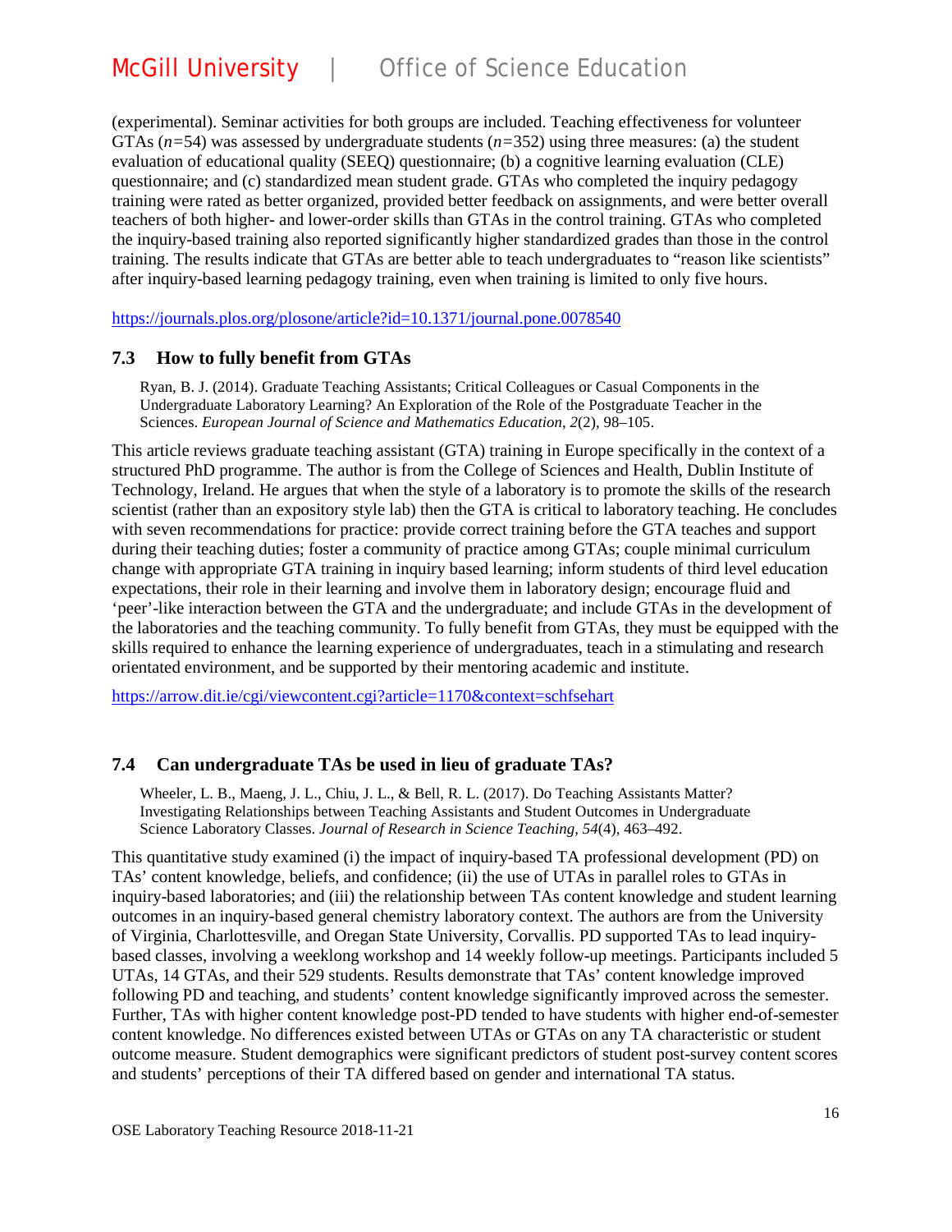(experimental). Seminar activities for both groups are included. Teaching effectiveness for volunteer GTAs (*n*=54) was assessed by undergraduate students (*n*=352) using three measures: (a) the student evaluation of educational quality (SEEQ) questionnaire; (b) a cognitive learning evaluation (CLE) questionnaire; and (c) standardized mean student grade. GTAs who completed the inquiry pedagogy training were rated as better organized, provided better feedback on assignments, and were better overall teachers of both higher- and lower-order skills than GTAs in the control training. GTAs who completed the inquiry-based training also reported significantly higher standardized grades than those in the control training. The results indicate that GTAs are better able to teach undergraduates to "reason like scientists" after inquiry-based learning pedagogy training, even when training is limited to only five hours.

https://journals.plos.org/plosone/article?id=10.1371/journal.pone.0078540

## 7.3 How to fully benefit from GTAs

Ryan, B. J. (2014). Graduate Teaching Assistants; Critical Colleagues or Casual Components in the Undergraduate Laboratory Learning? An Exploration of the Role of the Postgraduate Teacher in the Sciences. *European Journal of Science and Mathematics Education*, *2*(2), 98–105.

This article reviews graduate teaching assistant (GTA) training in Europe specifically in the context of a structured PhD programme. The author is from the College of Sciences and Health, Dublin Institute of Technology, Ireland. He argues that when the style of a laboratory is to promote the skills of the research scientist (rather than an expository style lab) then the GTA is critical to laboratory teaching. He concludes with seven recommendations for practice: provide correct training before the GTA teaches and support during their teaching duties; foster a community of practice among GTAs; couple minimal curriculum change with appropriate GTA training in inquiry based learning; inform students of third level education expectations, their role in their learning and involve them in laboratory design; encourage fluid and 'peer'-like interaction between the GTA and the undergraduate; and include GTAs in the development of the laboratories and the teaching community. To fully benefit from GTAs, they must be equipped with the skills required to enhance the learning experience of undergraduates, teach in a stimulating and research orientated environment, and be supported by their mentoring academic and institute.

https://arrow.dit.ie/cgi/viewcontent.cgi?article=1170&context=schfsehart

## 7.4 Can undergraduate TAs be used in lieu of graduate TAs?

Wheeler, L. B., Maeng, J. L., Chiu, J. L., & Bell, R. L. (2017). Do Teaching Assistants Matter? Investigating Relationships between Teaching Assistants and Student Outcomes in Undergraduate Science Laboratory Classes. *Journal of Research in Science Teaching*, *54*(4), 463–492.

This quantitative study examined (i) the impact of inquiry-based TA professional development (PD) on TAs' content knowledge, beliefs, and confidence; (ii) the use of UTAs in parallel roles to GTAs in inquiry-based laboratories; and (iii) the relationship between TAs content knowledge and student learning outcomes in an inquiry-based general chemistry laboratory context. The authors are from the University of Virginia, Charlottesville, and Oregan State University, Corvallis. PD supported TAs to lead inquiry-based classes, involving a weeklong workshop and 14 weekly follow-up meetings. Participants included 5 UTAs, 14 GTAs, and their 529 students. Results demonstrate that TAs' content knowledge improved following PD and teaching, and students' content knowledge significantly improved across the semester. Further, TAs with higher content knowledge post-PD tended to have students with higher end-of-semester content knowledge. No differences existed between UTAs or GTAs on any TA characteristic or student outcome measure. Student demographics were significant predictors of student post-survey content scores and students' perceptions of their TA differed based on gender and international TA status.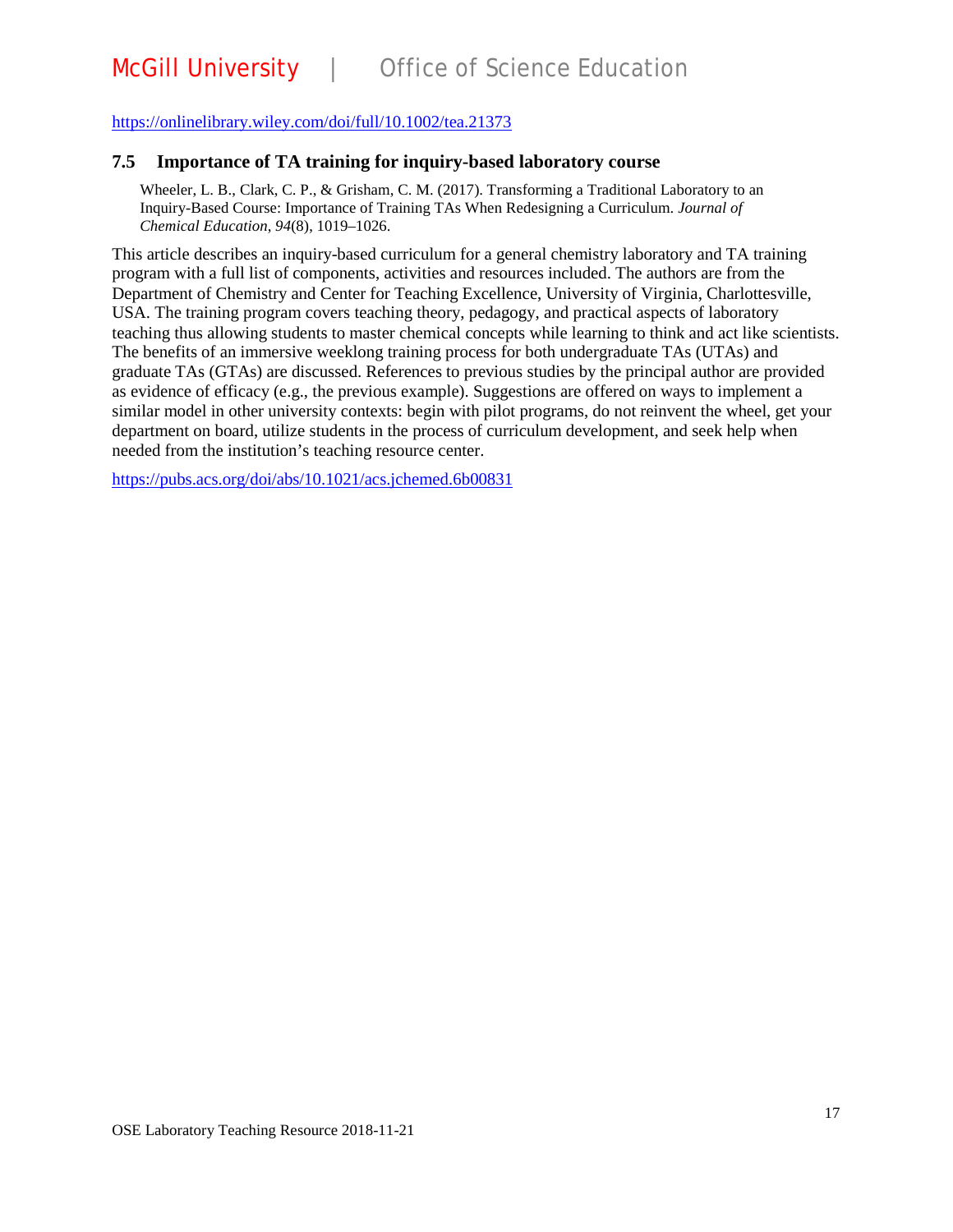https://onlinelibrary.wiley.com/doi/full/10.1002/tea.21373

### 7.5 Importance of TA training for inquiry-based laboratory course

Wheeler, L. B., Clark, C. P., & Grisham, C. M. (2017). Transforming a Traditional Laboratory to an Inquiry-Based Course: Importance of Training TAs When Redesigning a Curriculum. *Journal of Chemical Education*, *94*(8), 1019–1026.

This article describes an inquiry-based curriculum for a general chemistry laboratory and TA training program with a full list of components, activities and resources included. The authors are from the Department of Chemistry and Center for Teaching Excellence, University of Virginia, Charlottesville, USA. The training program covers teaching theory, pedagogy, and practical aspects of laboratory teaching thus allowing students to master chemical concepts while learning to think and act like scientists. The benefits of an immersive weeklong training process for both undergraduate TAs (UTAs) and graduate TAs (GTAs) are discussed. References to previous studies by the principal author are provided as evidence of efficacy (e.g., the previous example). Suggestions are offered on ways to implement a similar model in other university contexts: begin with pilot programs, do not reinvent the wheel, get your department on board, utilize students in the process of curriculum development, and seek help when needed from the institution's teaching resource center.

https://pubs.acs.org/doi/abs/10.1021/acs.jchemed.6b00831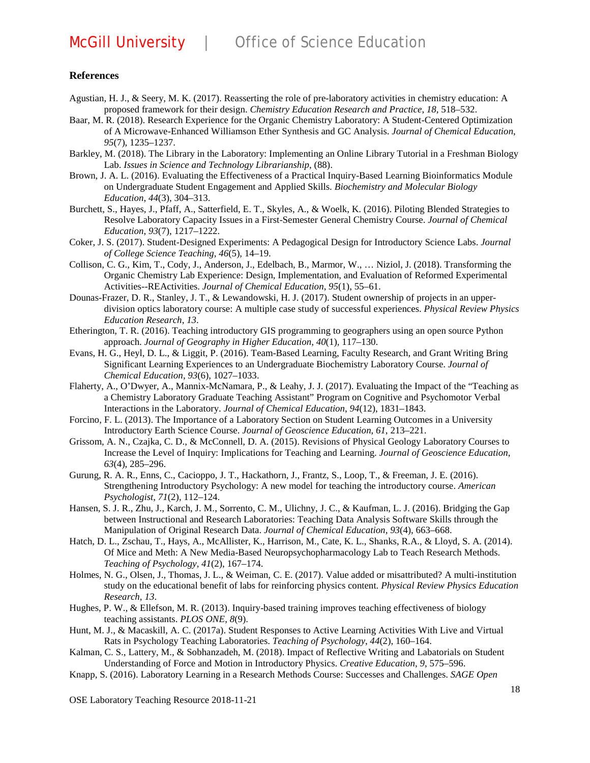### References

Agustian, H. J., & Seery, M. K. (2017). Reasserting the role of pre-laboratory activities in chemistry education: A proposed framework for their design. *Chemistry Education Research and Practice*, *18*, 518–532.

Baar, M. R. (2018). Research Experience for the Organic Chemistry Laboratory: A Student-Centered Optimization of A Microwave-Enhanced Williamson Ether Synthesis and GC Analysis. *Journal of Chemical Education*, *95*(7), 1235–1237.

Barkley, M. (2018). The Library in the Laboratory: Implementing an Online Library Tutorial in a Freshman Biology Lab. *Issues in Science and Technology Librarianship*, (88).

Brown, J. A. L. (2016). Evaluating the Effectiveness of a Practical Inquiry-Based Learning Bioinformatics Module on Undergraduate Student Engagement and Applied Skills. *Biochemistry and Molecular Biology Education*, *44*(3), 304–313.

Burchett, S., Hayes, J., Pfaff, A., Satterfield, E. T., Skyles, A., & Woelk, K. (2016). Piloting Blended Strategies to Resolve Laboratory Capacity Issues in a First-Semester General Chemistry Course. *Journal of Chemical Education*, *93*(7), 1217–1222.

Coker, J. S. (2017). Student-Designed Experiments: A Pedagogical Design for Introductory Science Labs. *Journal of College Science Teaching*, *46*(5), 14–19.

Collison, C. G., Kim, T., Cody, J., Anderson, J., Edelbach, B., Marmor, W., … Niziol, J. (2018). Transforming the Organic Chemistry Lab Experience: Design, Implementation, and Evaluation of Reformed Experimental Activities--REActivities. *Journal of Chemical Education*, *95*(1), 55–61.

Dounas-Frazer, D. R., Stanley, J. T., & Lewandowski, H. J. (2017). Student ownership of projects in an upper-division optics laboratory course: A multiple case study of successful experiences. *Physical Review Physics Education Research*, *13*.

Etherington, T. R. (2016). Teaching introductory GIS programming to geographers using an open source Python approach. *Journal of Geography in Higher Education*, *40*(1), 117–130.

Evans, H. G., Heyl, D. L., & Liggit, P. (2016). Team-Based Learning, Faculty Research, and Grant Writing Bring Significant Learning Experiences to an Undergraduate Biochemistry Laboratory Course. *Journal of Chemical Education*, *93*(6), 1027–1033.

Flaherty, A., O'Dwyer, A., Mannix-McNamara, P., & Leahy, J. J. (2017). Evaluating the Impact of the "Teaching as a Chemistry Laboratory Graduate Teaching Assistant" Program on Cognitive and Psychomotor Verbal Interactions in the Laboratory. *Journal of Chemical Education*, *94*(12), 1831–1843.

Forcino, F. L. (2013). The Importance of a Laboratory Section on Student Learning Outcomes in a University Introductory Earth Science Course. *Journal of Geoscience Education*, *61*, 213–221.

Grissom, A. N., Czajka, C. D., & McConnell, D. A. (2015). Revisions of Physical Geology Laboratory Courses to Increase the Level of Inquiry: Implications for Teaching and Learning. *Journal of Geoscience Education*, *63*(4), 285–296.

Gurung, R. A. R., Enns, C., Cacioppo, J. T., Hackathorn, J., Frantz, S., Loop, T., & Freeman, J. E. (2016). Strengthening Introductory Psychology: A new model for teaching the introductory course. *American Psychologist*, *71*(2), 112–124.

Hansen, S. J. R., Zhu, J., Karch, J. M., Sorrento, C. M., Ulichny, J. C., & Kaufman, L. J. (2016). Bridging the Gap between Instructional and Research Laboratories: Teaching Data Analysis Software Skills through the Manipulation of Original Research Data. *Journal of Chemical Education*, *93*(4), 663–668.

Hatch, D. L., Zschau, T., Hays, A., McAllister, K., Harrison, M., Cate, K. L., Shanks, R.A., & Lloyd, S. A. (2014). Of Mice and Meth: A New Media-Based Neuropsychopharmacology Lab to Teach Research Methods. *Teaching of Psychology*, *41*(2), 167–174.

Holmes, N. G., Olsen, J., Thomas, J. L., & Weiman, C. E. (2017). Value added or misattributed? A multi-institution study on the educational benefit of labs for reinforcing physics content. *Physical Review Physics Education Research*, *13*.

Hughes, P. W., & Ellefson, M. R. (2013). Inquiry-based training improves teaching effectiveness of biology teaching assistants. *PLOS ONE*, *8*(9).

Hunt, M. J., & Macaskill, A. C. (2017a). Student Responses to Active Learning Activities With Live and Virtual Rats in Psychology Teaching Laboratories. *Teaching of Psychology*, *44*(2), 160–164.

Kalman, C. S., Lattery, M., & Sobhanzadeh, M. (2018). Impact of Reflective Writing and Labatorials on Student Understanding of Force and Motion in Introductory Physics. *Creative Education*, *9*, 575–596.

Knapp, S. (2016). Laboratory Learning in a Research Methods Course: Successes and Challenges. *SAGE Open*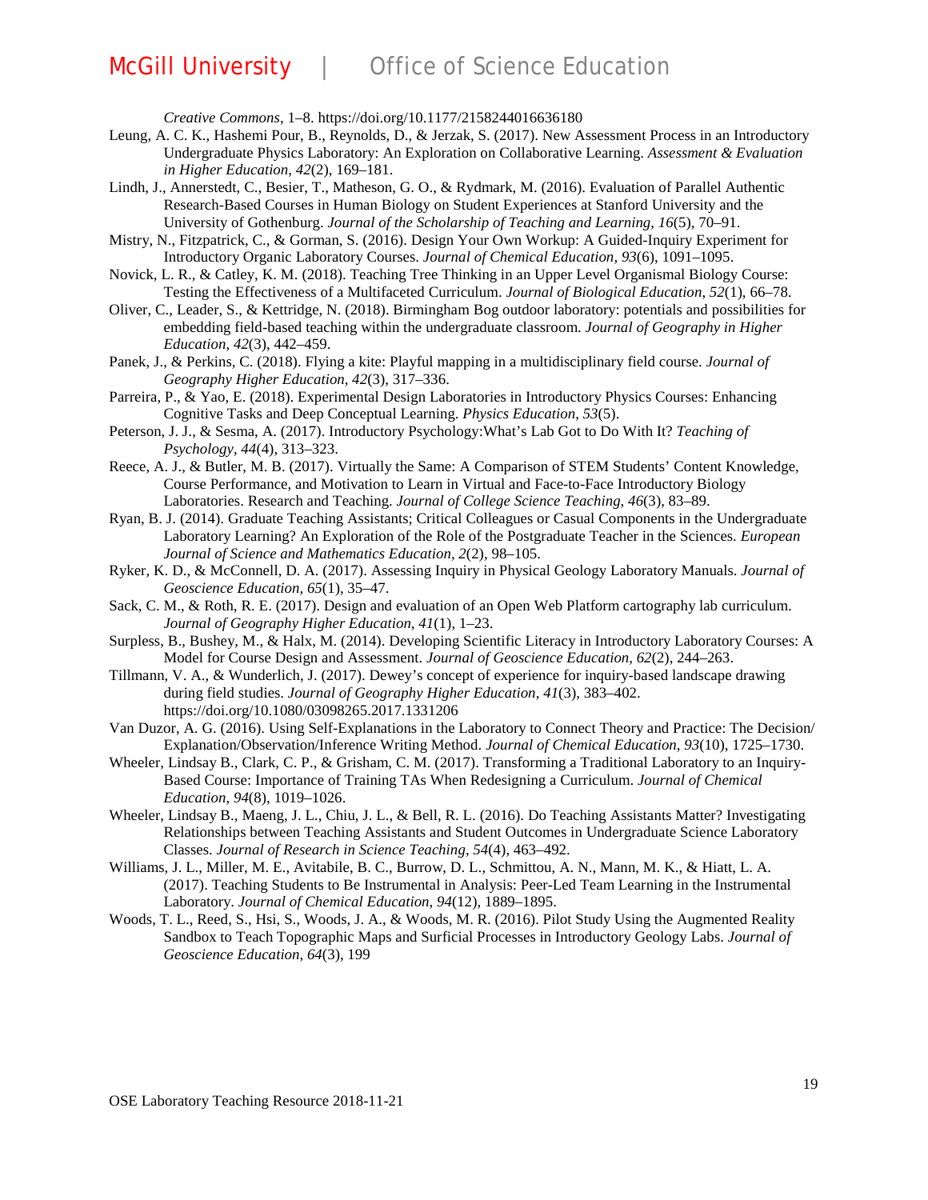*Creative Commons*, 1–8. https://doi.org/10.1177/2158244016636180

Leung, A. C. K., Hashemi Pour, B., Reynolds, D., & Jerzak, S. (2017). New Assessment Process in an Introductory Undergraduate Physics Laboratory: An Exploration on Collaborative Learning. *Assessment & Evaluation in Higher Education*, *42*(2), 169–181.

Lindh, J., Annerstedt, C., Besier, T., Matheson, G. O., & Rydmark, M. (2016). Evaluation of Parallel Authentic Research-Based Courses in Human Biology on Student Experiences at Stanford University and the University of Gothenburg. *Journal of the Scholarship of Teaching and Learning*, *16*(5), 70–91.

Mistry, N., Fitzpatrick, C., & Gorman, S. (2016). Design Your Own Workup: A Guided-Inquiry Experiment for Introductory Organic Laboratory Courses. *Journal of Chemical Education*, *93*(6), 1091–1095.

Novick, L. R., & Catley, K. M. (2018). Teaching Tree Thinking in an Upper Level Organismal Biology Course: Testing the Effectiveness of a Multifaceted Curriculum. *Journal of Biological Education*, *52*(1), 66–78.

Oliver, C., Leader, S., & Kettridge, N. (2018). Birmingham Bog outdoor laboratory: potentials and possibilities for embedding field-based teaching within the undergraduate classroom. *Journal of Geography in Higher Education*, *42*(3), 442–459.

Panek, J., & Perkins, C. (2018). Flying a kite: Playful mapping in a multidisciplinary field course. *Journal of Geography Higher Education*, *42*(3), 317–336.

Parreira, P., & Yao, E. (2018). Experimental Design Laboratories in Introductory Physics Courses: Enhancing Cognitive Tasks and Deep Conceptual Learning. *Physics Education*, *53*(5).

Peterson, J. J., & Sesma, A. (2017). Introductory Psychology:What's Lab Got to Do With It? *Teaching of Psychology*, *44*(4), 313–323.

Reece, A. J., & Butler, M. B. (2017). Virtually the Same: A Comparison of STEM Students' Content Knowledge, Course Performance, and Motivation to Learn in Virtual and Face-to-Face Introductory Biology Laboratories. Research and Teaching. *Journal of College Science Teaching*, *46*(3), 83–89.

Ryan, B. J. (2014). Graduate Teaching Assistants; Critical Colleagues or Casual Components in the Undergraduate Laboratory Learning? An Exploration of the Role of the Postgraduate Teacher in the Sciences. *European Journal of Science and Mathematics Education*, *2*(2), 98–105.

Ryker, K. D., & McConnell, D. A. (2017). Assessing Inquiry in Physical Geology Laboratory Manuals. *Journal of Geoscience Education*, *65*(1), 35–47.

Sack, C. M., & Roth, R. E. (2017). Design and evaluation of an Open Web Platform cartography lab curriculum. *Journal of Geography Higher Education*, *41*(1), 1–23.

Surpless, B., Bushey, M., & Halx, M. (2014). Developing Scientific Literacy in Introductory Laboratory Courses: A Model for Course Design and Assessment. *Journal of Geoscience Education*, *62*(2), 244–263.

Tillmann, V. A., & Wunderlich, J. (2017). Dewey's concept of experience for inquiry-based landscape drawing during field studies. *Journal of Geography Higher Education*, *41*(3), 383–402. https://doi.org/10.1080/03098265.2017.1331206

Van Duzor, A. G. (2016). Using Self-Explanations in the Laboratory to Connect Theory and Practice: The Decision/Explanation/Observation/Inference Writing Method. *Journal of Chemical Education*, *93*(10), 1725–1730.

Wheeler, Lindsay B., Clark, C. P., & Grisham, C. M. (2017). Transforming a Traditional Laboratory to an Inquiry-Based Course: Importance of Training TAs When Redesigning a Curriculum. *Journal of Chemical Education*, *94*(8), 1019–1026.

Wheeler, Lindsay B., Maeng, J. L., Chiu, J. L., & Bell, R. L. (2016). Do Teaching Assistants Matter? Investigating Relationships between Teaching Assistants and Student Outcomes in Undergraduate Science Laboratory Classes. *Journal of Research in Science Teaching*, *54*(4), 463–492.

Williams, J. L., Miller, M. E., Avitabile, B. C., Burrow, D. L., Schmittou, A. N., Mann, M. K., & Hiatt, L. A. (2017). Teaching Students to Be Instrumental in Analysis: Peer-Led Team Learning in the Instrumental Laboratory. *Journal of Chemical Education*, *94*(12), 1889–1895.

Woods, T. L., Reed, S., Hsi, S., Woods, J. A., & Woods, M. R. (2016). Pilot Study Using the Augmented Reality Sandbox to Teach Topographic Maps and Surficial Processes in Introductory Geology Labs. *Journal of Geoscience Education*, *64*(3), 199